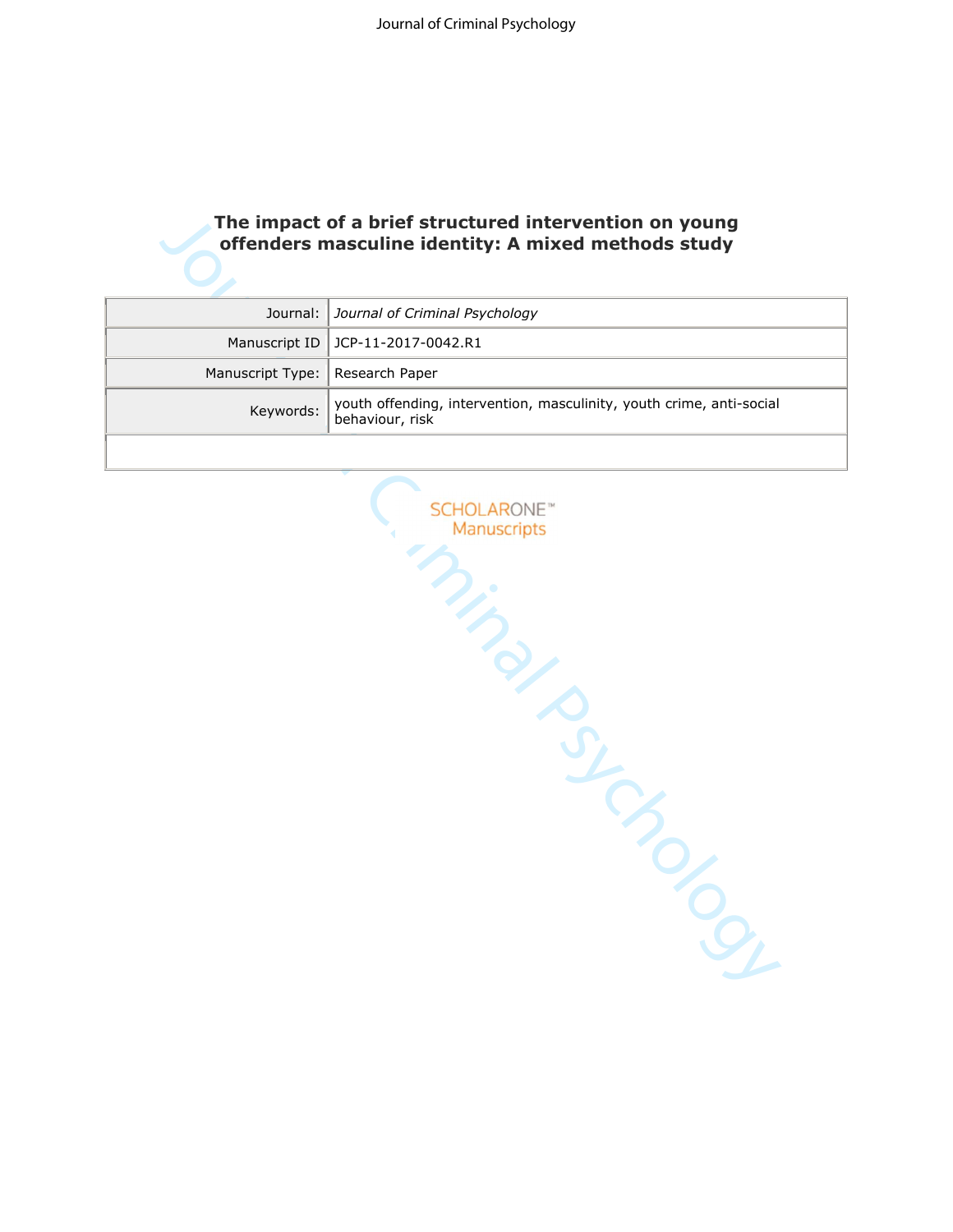# The impact of a brief structured intervention on young offenders masculine identity: A mixed methods study

| | |
|---|---|
| Journal: | *Journal of Criminal Psychology* |
| Manuscript ID | JCP-11-2017-0042.R1 |
| Manuscript Type: | Research Paper |
| Keywords: | youth offending, intervention, masculinity, youth crime, anti-social behaviour, risk |

SCHOLARONE™
Manuscripts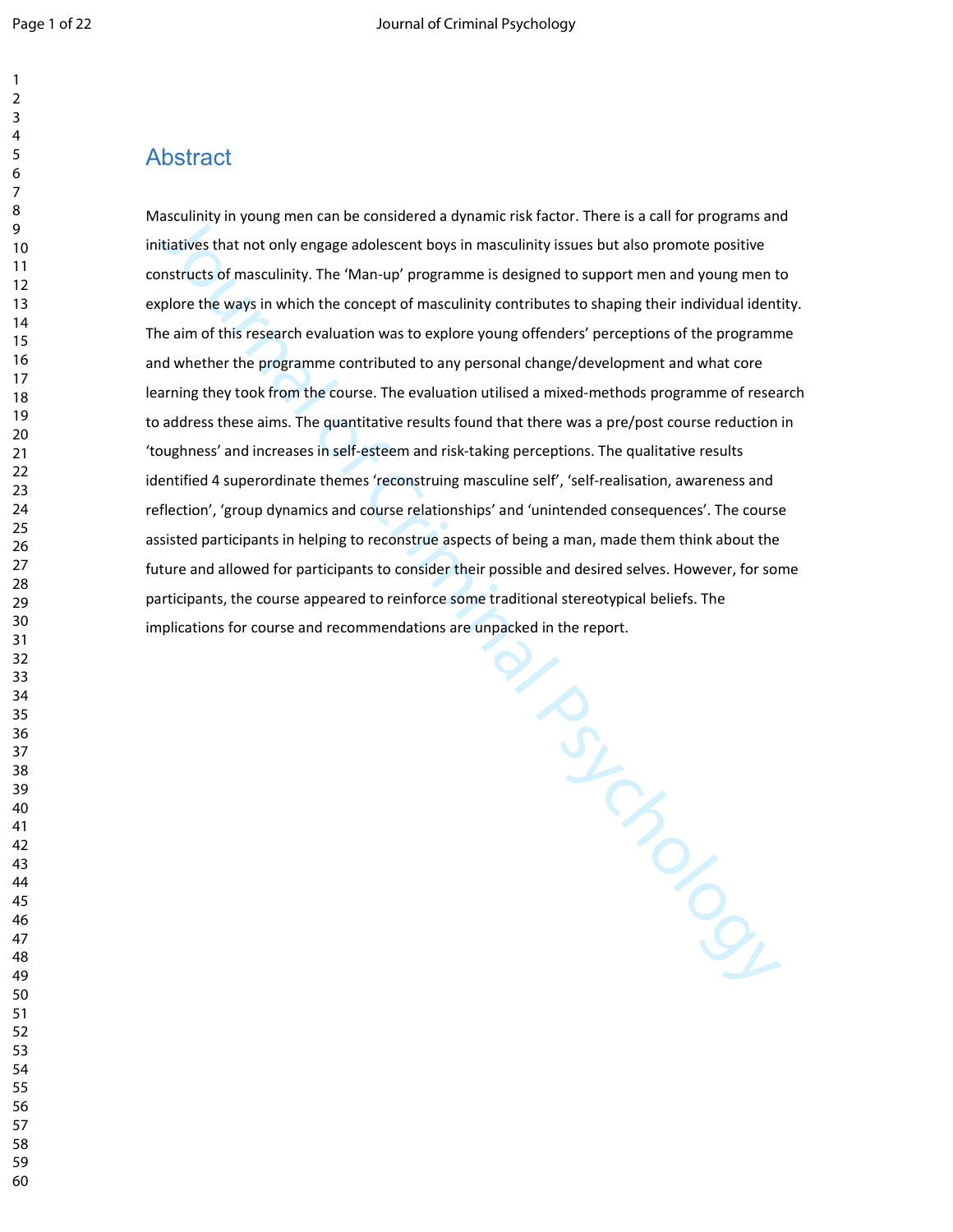## Abstract

Masculinity in young men can be considered a dynamic risk factor. There is a call for programs and initiatives that not only engage adolescent boys in masculinity issues but also promote positive constructs of masculinity. The 'Man-up' programme is designed to support men and young men to explore the ways in which the concept of masculinity contributes to shaping their individual identity. The aim of this research evaluation was to explore young offenders' perceptions of the programme and whether the programme contributed to any personal change/development and what core learning they took from the course. The evaluation utilised a mixed-methods programme of research to address these aims. The quantitative results found that there was a pre/post course reduction in 'toughness' and increases in self-esteem and risk-taking perceptions. The qualitative results identified 4 superordinate themes 'reconstruing masculine self', 'self-realisation, awareness and reflection', 'group dynamics and course relationships' and 'unintended consequences'. The course assisted participants in helping to reconstrue aspects of being a man, made them think about the future and allowed for participants to consider their possible and desired selves. However, for some participants, the course appeared to reinforce some traditional stereotypical beliefs. The implications for course and recommendations are unpacked in the report.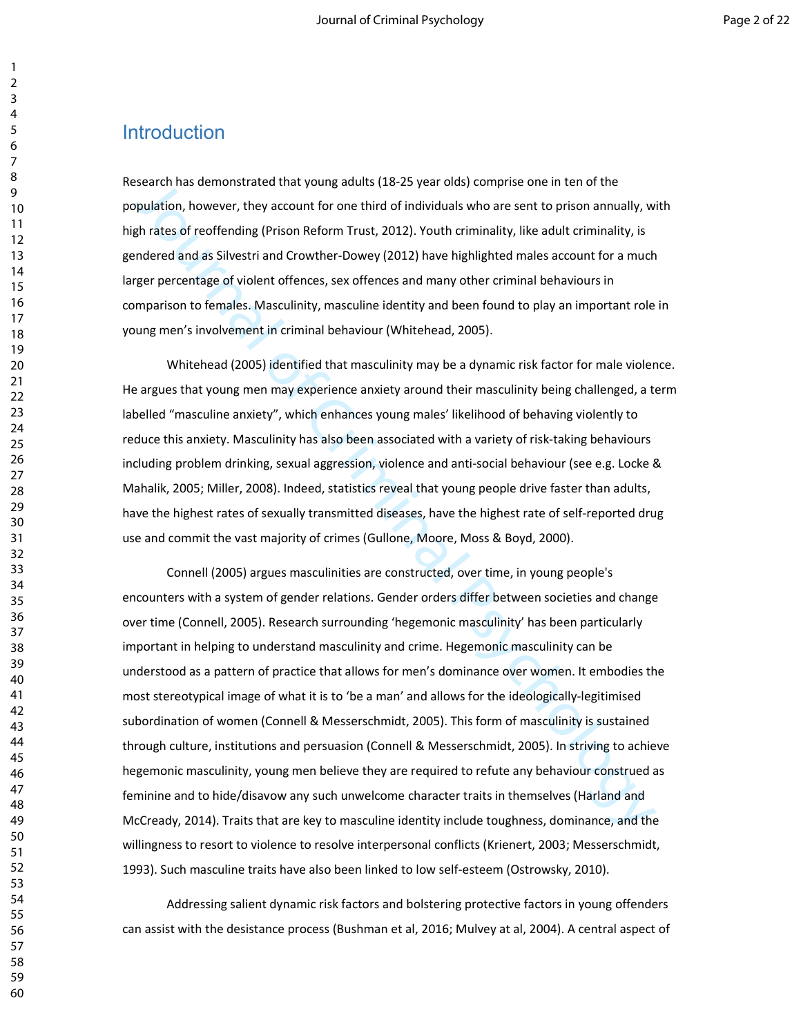# Introduction

Research has demonstrated that young adults (18-25 year olds) comprise one in ten of the population, however, they account for one third of individuals who are sent to prison annually, with high rates of reoffending (Prison Reform Trust, 2012). Youth criminality, like adult criminality, is gendered and as Silvestri and Crowther-Dowey (2012) have highlighted males account for a much larger percentage of violent offences, sex offences and many other criminal behaviours in comparison to females. Masculinity, masculine identity and been found to play an important role in young men's involvement in criminal behaviour (Whitehead, 2005).

Whitehead (2005) identified that masculinity may be a dynamic risk factor for male violence. He argues that young men may experience anxiety around their masculinity being challenged, a term labelled "masculine anxiety", which enhances young males' likelihood of behaving violently to reduce this anxiety. Masculinity has also been associated with a variety of risk-taking behaviours including problem drinking, sexual aggression, violence and anti-social behaviour (see e.g. Locke & Mahalik, 2005; Miller, 2008). Indeed, statistics reveal that young people drive faster than adults, have the highest rates of sexually transmitted diseases, have the highest rate of self-reported drug use and commit the vast majority of crimes (Gullone, Moore, Moss & Boyd, 2000).

Connell (2005) argues masculinities are constructed, over time, in young people's encounters with a system of gender relations. Gender orders differ between societies and change over time (Connell, 2005). Research surrounding 'hegemonic masculinity' has been particularly important in helping to understand masculinity and crime. Hegemonic masculinity can be understood as a pattern of practice that allows for men's dominance over women. It embodies the most stereotypical image of what it is to 'be a man' and allows for the ideologically-legitimised subordination of women (Connell & Messerschmidt, 2005). This form of masculinity is sustained through culture, institutions and persuasion (Connell & Messerschmidt, 2005). In striving to achieve hegemonic masculinity, young men believe they are required to refute any behaviour construed as feminine and to hide/disavow any such unwelcome character traits in themselves (Harland and McCready, 2014). Traits that are key to masculine identity include toughness, dominance, and the willingness to resort to violence to resolve interpersonal conflicts (Krienert, 2003; Messerschmidt, 1993). Such masculine traits have also been linked to low self-esteem (Ostrowsky, 2010).

Addressing salient dynamic risk factors and bolstering protective factors in young offenders can assist with the desistance process (Bushman et al, 2016; Mulvey at al, 2004). A central aspect of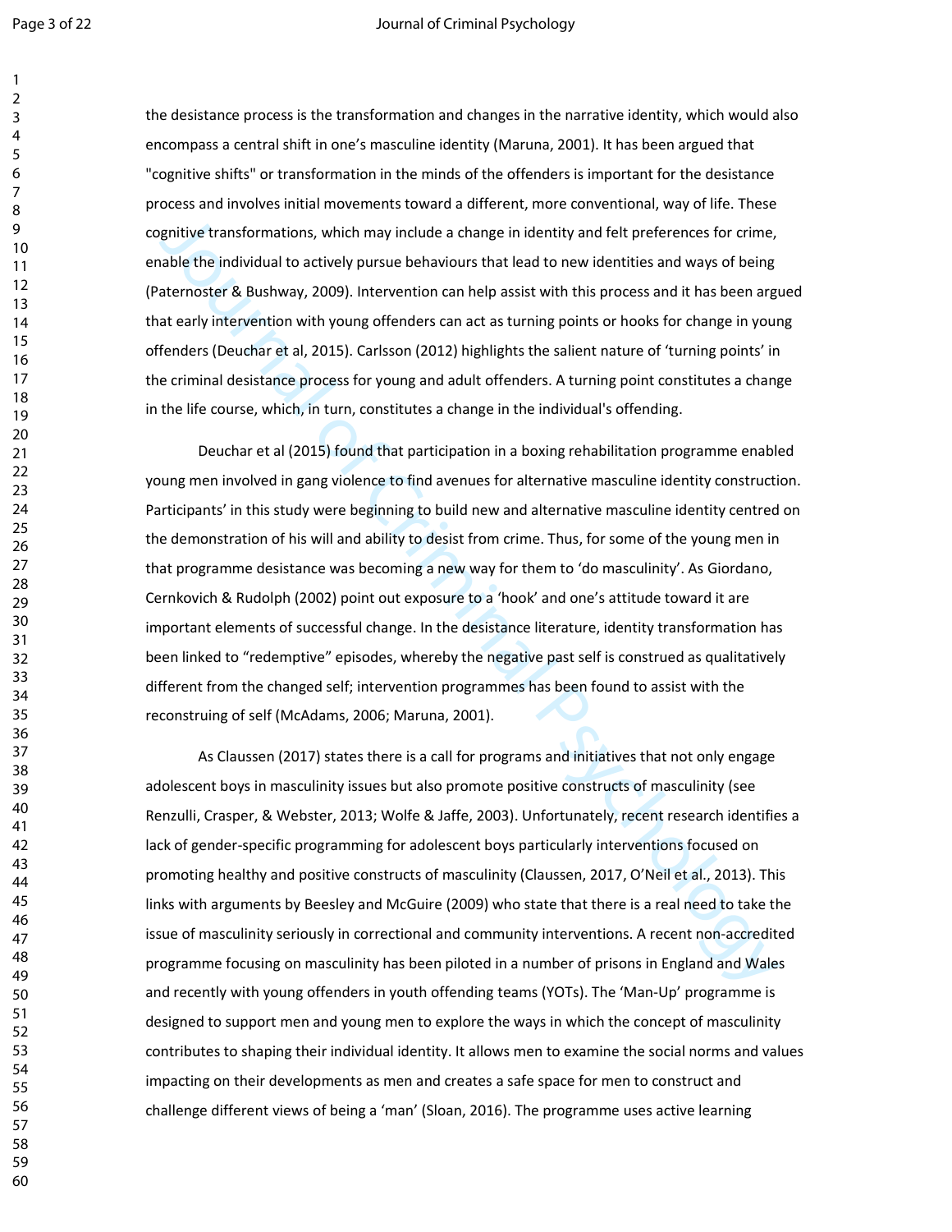the desistance process is the transformation and changes in the narrative identity, which would also encompass a central shift in one's masculine identity (Maruna, 2001). It has been argued that "cognitive shifts" or transformation in the minds of the offenders is important for the desistance process and involves initial movements toward a different, more conventional, way of life. These cognitive transformations, which may include a change in identity and felt preferences for crime, enable the individual to actively pursue behaviours that lead to new identities and ways of being (Paternoster & Bushway, 2009). Intervention can help assist with this process and it has been argued that early intervention with young offenders can act as turning points or hooks for change in young offenders (Deuchar et al, 2015). Carlsson (2012) highlights the salient nature of 'turning points' in the criminal desistance process for young and adult offenders. A turning point constitutes a change in the life course, which, in turn, constitutes a change in the individual's offending.

Deuchar et al (2015) found that participation in a boxing rehabilitation programme enabled young men involved in gang violence to find avenues for alternative masculine identity construction. Participants' in this study were beginning to build new and alternative masculine identity centred on the demonstration of his will and ability to desist from crime. Thus, for some of the young men in that programme desistance was becoming a new way for them to 'do masculinity'. As Giordano, Cernkovich & Rudolph (2002) point out exposure to a 'hook' and one's attitude toward it are important elements of successful change. In the desistance literature, identity transformation has been linked to "redemptive" episodes, whereby the negative past self is construed as qualitatively different from the changed self; intervention programmes has been found to assist with the reconstruing of self (McAdams, 2006; Maruna, 2001).

As Claussen (2017) states there is a call for programs and initiatives that not only engage adolescent boys in masculinity issues but also promote positive constructs of masculinity (see Renzulli, Crasper, & Webster, 2013; Wolfe & Jaffe, 2003). Unfortunately, recent research identifies a lack of gender-specific programming for adolescent boys particularly interventions focused on promoting healthy and positive constructs of masculinity (Claussen, 2017, O'Neil et al., 2013). This links with arguments by Beesley and McGuire (2009) who state that there is a real need to take the issue of masculinity seriously in correctional and community interventions. A recent non-accredited programme focusing on masculinity has been piloted in a number of prisons in England and Wales and recently with young offenders in youth offending teams (YOTs). The 'Man-Up' programme is designed to support men and young men to explore the ways in which the concept of masculinity contributes to shaping their individual identity. It allows men to examine the social norms and values impacting on their developments as men and creates a safe space for men to construct and challenge different views of being a 'man' (Sloan, 2016). The programme uses active learning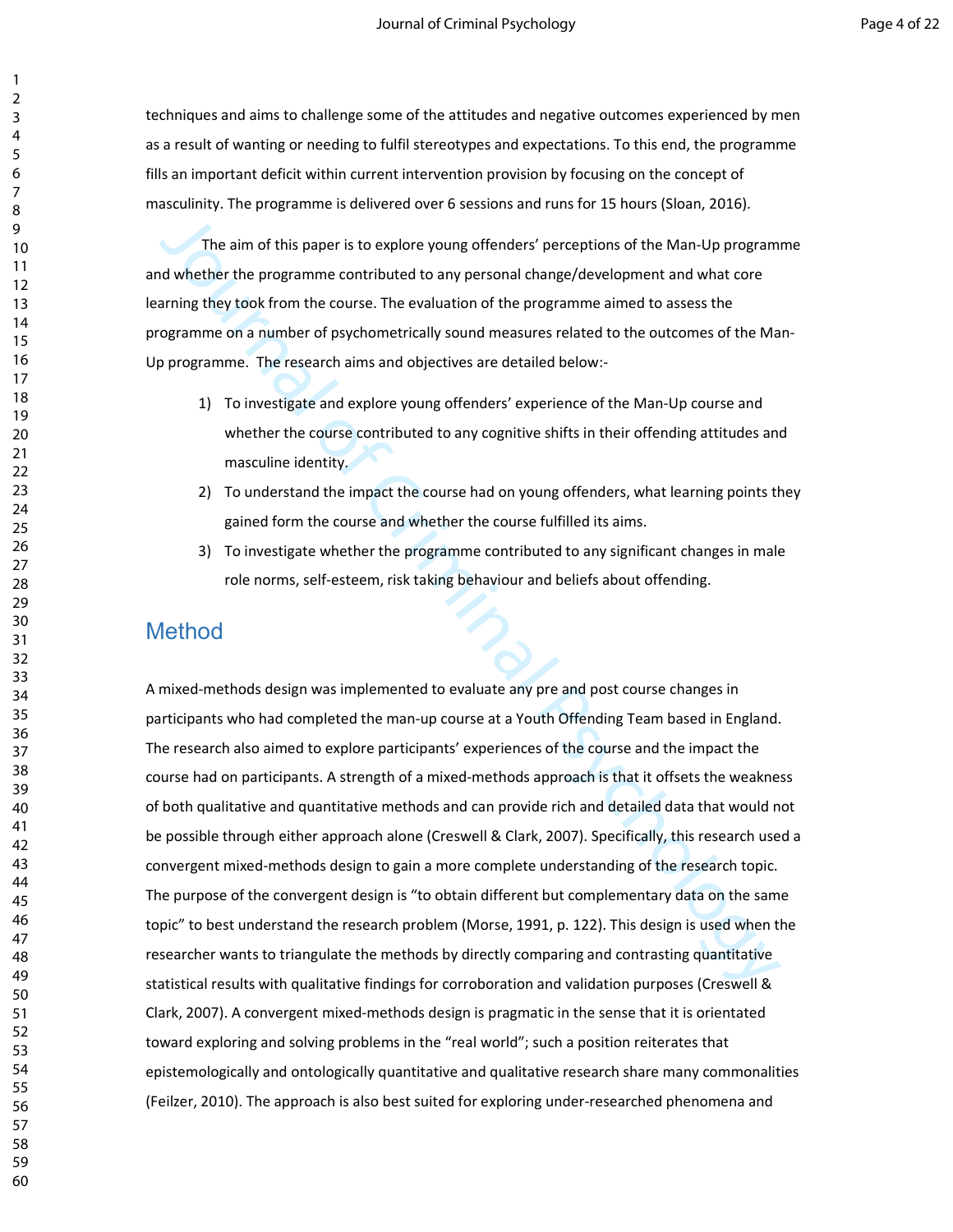techniques and aims to challenge some of the attitudes and negative outcomes experienced by men as a result of wanting or needing to fulfil stereotypes and expectations. To this end, the programme fills an important deficit within current intervention provision by focusing on the concept of masculinity. The programme is delivered over 6 sessions and runs for 15 hours (Sloan, 2016).

The aim of this paper is to explore young offenders' perceptions of the Man-Up programme and whether the programme contributed to any personal change/development and what core learning they took from the course. The evaluation of the programme aimed to assess the programme on a number of psychometrically sound measures related to the outcomes of the Man-Up programme. The research aims and objectives are detailed below:-

1) To investigate and explore young offenders' experience of the Man-Up course and whether the course contributed to any cognitive shifts in their offending attitudes and masculine identity.
2) To understand the impact the course had on young offenders, what learning points they gained form the course and whether the course fulfilled its aims.
3) To investigate whether the programme contributed to any significant changes in male role norms, self-esteem, risk taking behaviour and beliefs about offending.

## Method

A mixed-methods design was implemented to evaluate any pre and post course changes in participants who had completed the man-up course at a Youth Offending Team based in England. The research also aimed to explore participants' experiences of the course and the impact the course had on participants. A strength of a mixed-methods approach is that it offsets the weakness of both qualitative and quantitative methods and can provide rich and detailed data that would not be possible through either approach alone (Creswell & Clark, 2007). Specifically, this research used a convergent mixed-methods design to gain a more complete understanding of the research topic. The purpose of the convergent design is "to obtain different but complementary data on the same topic" to best understand the research problem (Morse, 1991, p. 122). This design is used when the researcher wants to triangulate the methods by directly comparing and contrasting quantitative statistical results with qualitative findings for corroboration and validation purposes (Creswell & Clark, 2007). A convergent mixed-methods design is pragmatic in the sense that it is orientated toward exploring and solving problems in the "real world"; such a position reiterates that epistemologically and ontologically quantitative and qualitative research share many commonalities (Feilzer, 2010). The approach is also best suited for exploring under-researched phenomena and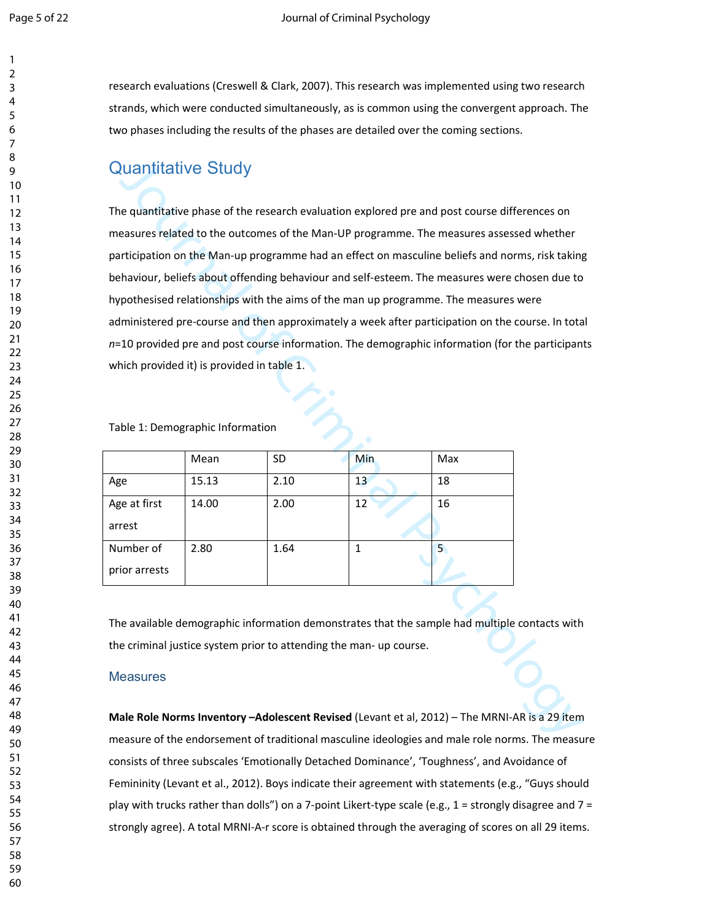research evaluations (Creswell & Clark, 2007). This research was implemented using two research strands, which were conducted simultaneously, as is common using the convergent approach. The two phases including the results of the phases are detailed over the coming sections.

## Quantitative Study

The quantitative phase of the research evaluation explored pre and post course differences on measures related to the outcomes of the Man-UP programme. The measures assessed whether participation on the Man-up programme had an effect on masculine beliefs and norms, risk taking behaviour, beliefs about offending behaviour and self-esteem. The measures were chosen due to hypothesised relationships with the aims of the man up programme. The measures were administered pre-course and then approximately a week after participation on the course. In total *n*=10 provided pre and post course information. The demographic information (for the participants which provided it) is provided in table 1.

Table 1: Demographic Information

| | Mean | SD | Min | Max |
|---|---|---|---|---|
| Age | 15.13 | 2.10 | 13 | 18 |
| Age at first arrest | 14.00 | 2.00 | 12 | 16 |
| Number of prior arrests | 2.80 | 1.64 | 1 | 5 |

The available demographic information demonstrates that the sample had multiple contacts with the criminal justice system prior to attending the man- up course.

### Measures

**Male Role Norms Inventory –Adolescent Revised** (Levant et al, 2012) – The MRNI-AR is a 29 item measure of the endorsement of traditional masculine ideologies and male role norms. The measure consists of three subscales 'Emotionally Detached Dominance', 'Toughness', and Avoidance of Femininity (Levant et al., 2012). Boys indicate their agreement with statements (e.g., "Guys should play with trucks rather than dolls") on a 7-point Likert-type scale (e.g., 1 = strongly disagree and 7 = strongly agree). A total MRNI-A-r score is obtained through the averaging of scores on all 29 items.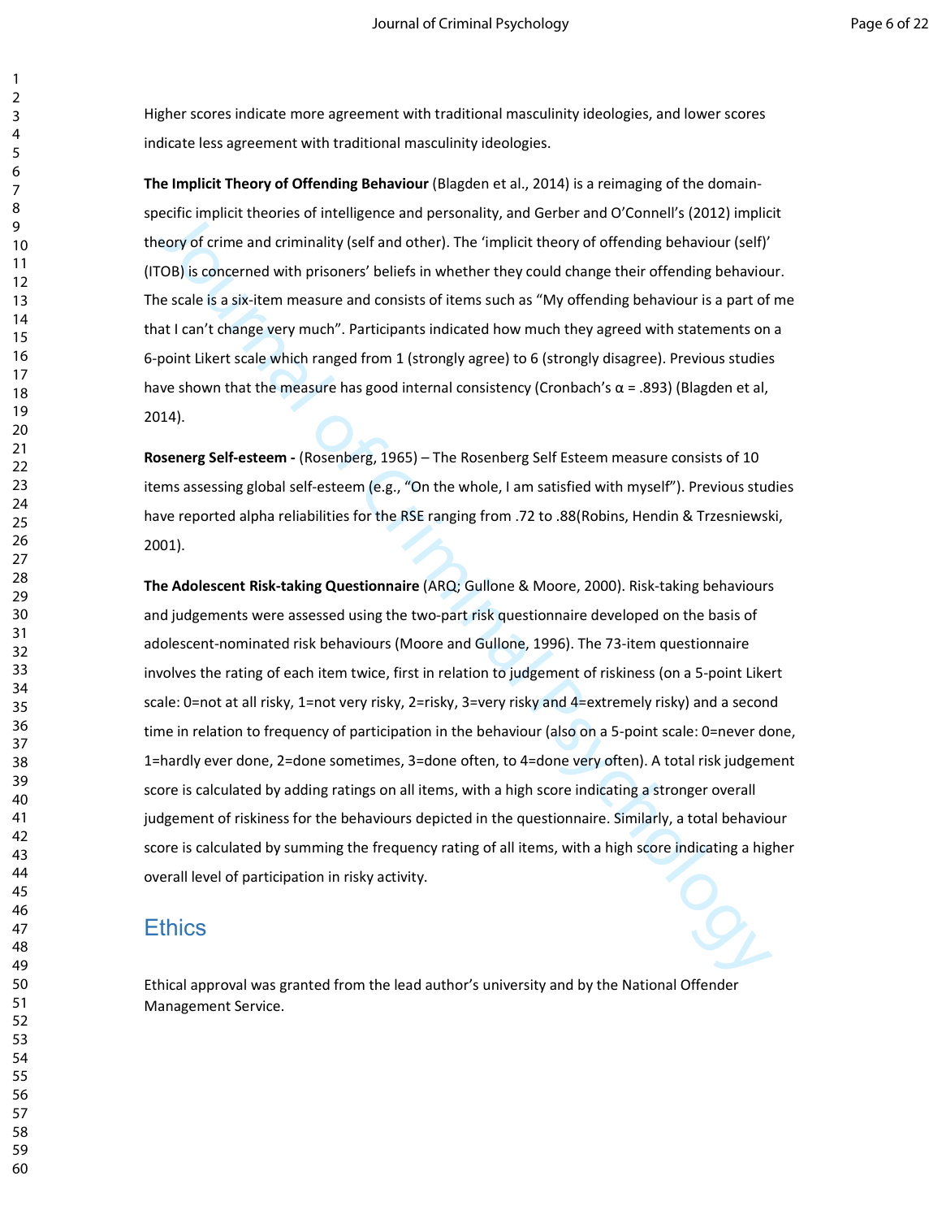Higher scores indicate more agreement with traditional masculinity ideologies, and lower scores indicate less agreement with traditional masculinity ideologies.

**The Implicit Theory of Offending Behaviour** (Blagden et al., 2014) is a reimaging of the domain-specific implicit theories of intelligence and personality, and Gerber and O'Connell's (2012) implicit theory of crime and criminality (self and other). The 'implicit theory of offending behaviour (self)' (ITOB) is concerned with prisoners' beliefs in whether they could change their offending behaviour. The scale is a six-item measure and consists of items such as "My offending behaviour is a part of me that I can't change very much". Participants indicated how much they agreed with statements on a 6-point Likert scale which ranged from 1 (strongly agree) to 6 (strongly disagree). Previous studies have shown that the measure has good internal consistency (Cronbach's α = .893) (Blagden et al, 2014).

**Rosenerg Self-esteem -** (Rosenberg, 1965) – The Rosenberg Self Esteem measure consists of 10 items assessing global self-esteem (e.g., "On the whole, I am satisfied with myself"). Previous studies have reported alpha reliabilities for the RSE ranging from .72 to .88(Robins, Hendin & Trzesniewski, 2001).

**The Adolescent Risk-taking Questionnaire** (ARQ; Gullone & Moore, 2000). Risk-taking behaviours and judgements were assessed using the two-part risk questionnaire developed on the basis of adolescent-nominated risk behaviours (Moore and Gullone, 1996). The 73-item questionnaire involves the rating of each item twice, first in relation to judgement of riskiness (on a 5-point Likert scale: 0=not at all risky, 1=not very risky, 2=risky, 3=very risky and 4=extremely risky) and a second time in relation to frequency of participation in the behaviour (also on a 5-point scale: 0=never done, 1=hardly ever done, 2=done sometimes, 3=done often, to 4=done very often). A total risk judgement score is calculated by adding ratings on all items, with a high score indicating a stronger overall judgement of riskiness for the behaviours depicted in the questionnaire. Similarly, a total behaviour score is calculated by summing the frequency rating of all items, with a high score indicating a higher overall level of participation in risky activity.

## Ethics

Ethical approval was granted from the lead author's university and by the National Offender Management Service.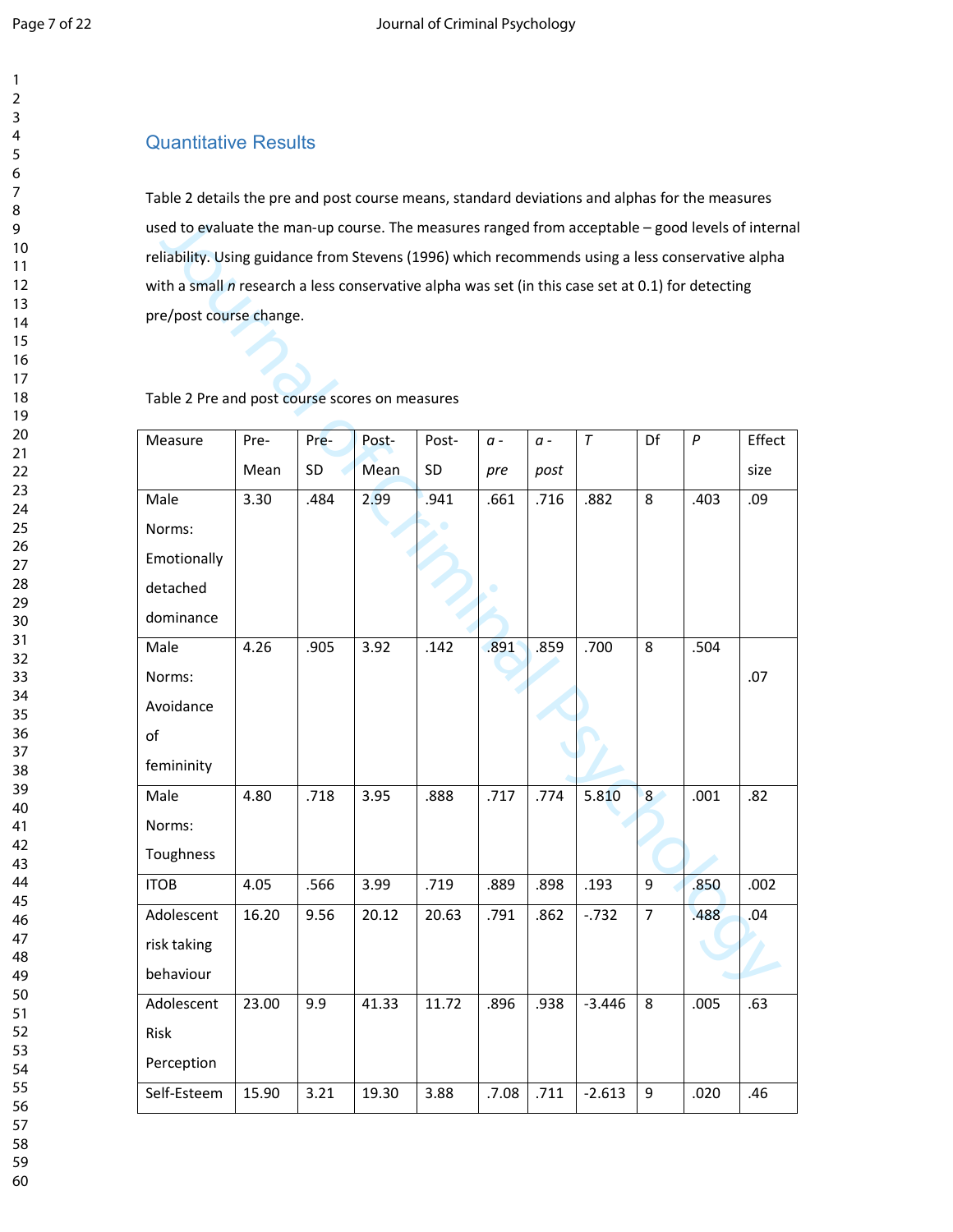## Quantitative Results

Table 2 details the pre and post course means, standard deviations and alphas for the measures used to evaluate the man-up course. The measures ranged from acceptable – good levels of internal reliability. Using guidance from Stevens (1996) which recommends using a less conservative alpha with a small *n* research a less conservative alpha was set (in this case set at 0.1) for detecting pre/post course change.

Table 2 Pre and post course scores on measures

| Measure | Pre-Mean | Pre-SD | Post-Mean | Post-SD | *a - pre* | *a - post* | *T* | Df | *P* | Effect size |
|---|---|---|---|---|---|---|---|---|---|---|
| Male Norms: Emotionally detached dominance | 3.30 | .484 | 2.99 | .941 | .661 | .716 | .882 | 8 | .403 | .09 |
| Male Norms: Avoidance of femininity | 4.26 | .905 | 3.92 | .142 | .891 | .859 | .700 | 8 | .504 | .07 |
| Male Norms: Toughness | 4.80 | .718 | 3.95 | .888 | .717 | .774 | 5.810 | 8 | .001 | .82 |
| ITOB | 4.05 | .566 | 3.99 | .719 | .889 | .898 | .193 | 9 | .850 | .002 |
| Adolescent risk taking behaviour | 16.20 | 9.56 | 20.12 | 20.63 | .791 | .862 | -.732 | 7 | .488 | .04 |
| Adolescent Risk Perception | 23.00 | 9.9 | 41.33 | 11.72 | .896 | .938 | -3.446 | 8 | .005 | .63 |
| Self-Esteem | 15.90 | 3.21 | 19.30 | 3.88 | .7.08 | .711 | -2.613 | 9 | .020 | .46 |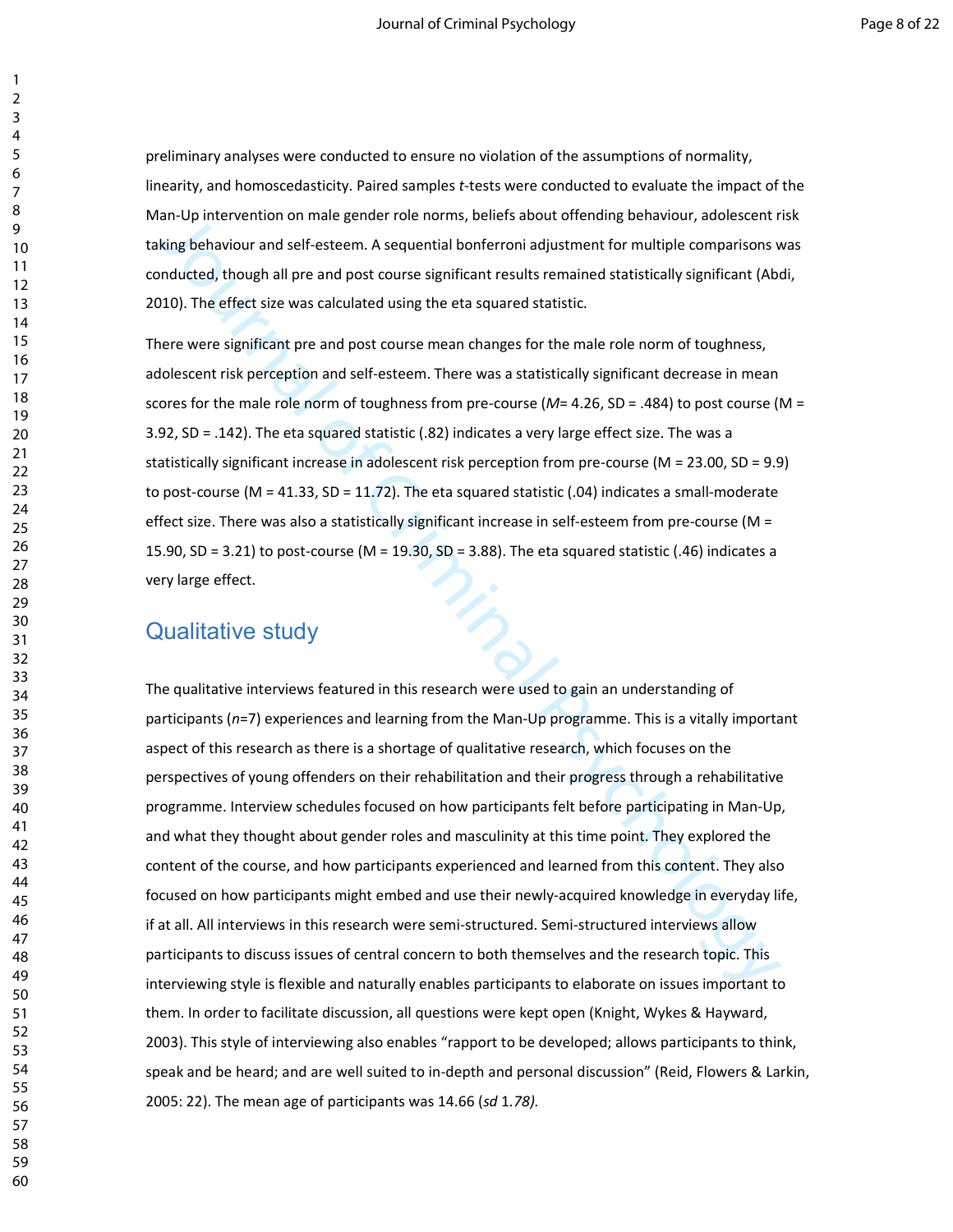preliminary analyses were conducted to ensure no violation of the assumptions of normality, linearity, and homoscedasticity. Paired samples *t*-tests were conducted to evaluate the impact of the Man-Up intervention on male gender role norms, beliefs about offending behaviour, adolescent risk taking behaviour and self-esteem. A sequential bonferroni adjustment for multiple comparisons was conducted, though all pre and post course significant results remained statistically significant (Abdi, 2010). The effect size was calculated using the eta squared statistic.

There were significant pre and post course mean changes for the male role norm of toughness, adolescent risk perception and self-esteem. There was a statistically significant decrease in mean scores for the male role norm of toughness from pre-course (*M*= 4.26, SD = .484) to post course (M = 3.92, SD = .142). The eta squared statistic (.82) indicates a very large effect size. The was a statistically significant increase in adolescent risk perception from pre-course (M = 23.00, SD = 9.9) to post-course (M = 41.33, SD = 11.72). The eta squared statistic (.04) indicates a small-moderate effect size. There was also a statistically significant increase in self-esteem from pre-course (M = 15.90, SD = 3.21) to post-course (M = 19.30, SD = 3.88). The eta squared statistic (.46) indicates a very large effect.

## Qualitative study

The qualitative interviews featured in this research were used to gain an understanding of participants (*n*=7) experiences and learning from the Man-Up programme. This is a vitally important aspect of this research as there is a shortage of qualitative research, which focuses on the perspectives of young offenders on their rehabilitation and their progress through a rehabilitative programme. Interview schedules focused on how participants felt before participating in Man-Up, and what they thought about gender roles and masculinity at this time point. They explored the content of the course, and how participants experienced and learned from this content. They also focused on how participants might embed and use their newly-acquired knowledge in everyday life, if at all. All interviews in this research were semi-structured. Semi-structured interviews allow participants to discuss issues of central concern to both themselves and the research topic. This interviewing style is flexible and naturally enables participants to elaborate on issues important to them. In order to facilitate discussion, all questions were kept open (Knight, Wykes & Hayward, 2003). This style of interviewing also enables "rapport to be developed; allows participants to think, speak and be heard; and are well suited to in-depth and personal discussion" (Reid, Flowers & Larkin, 2005: 22). The mean age of participants was 14.66 (*sd* 1*.78).*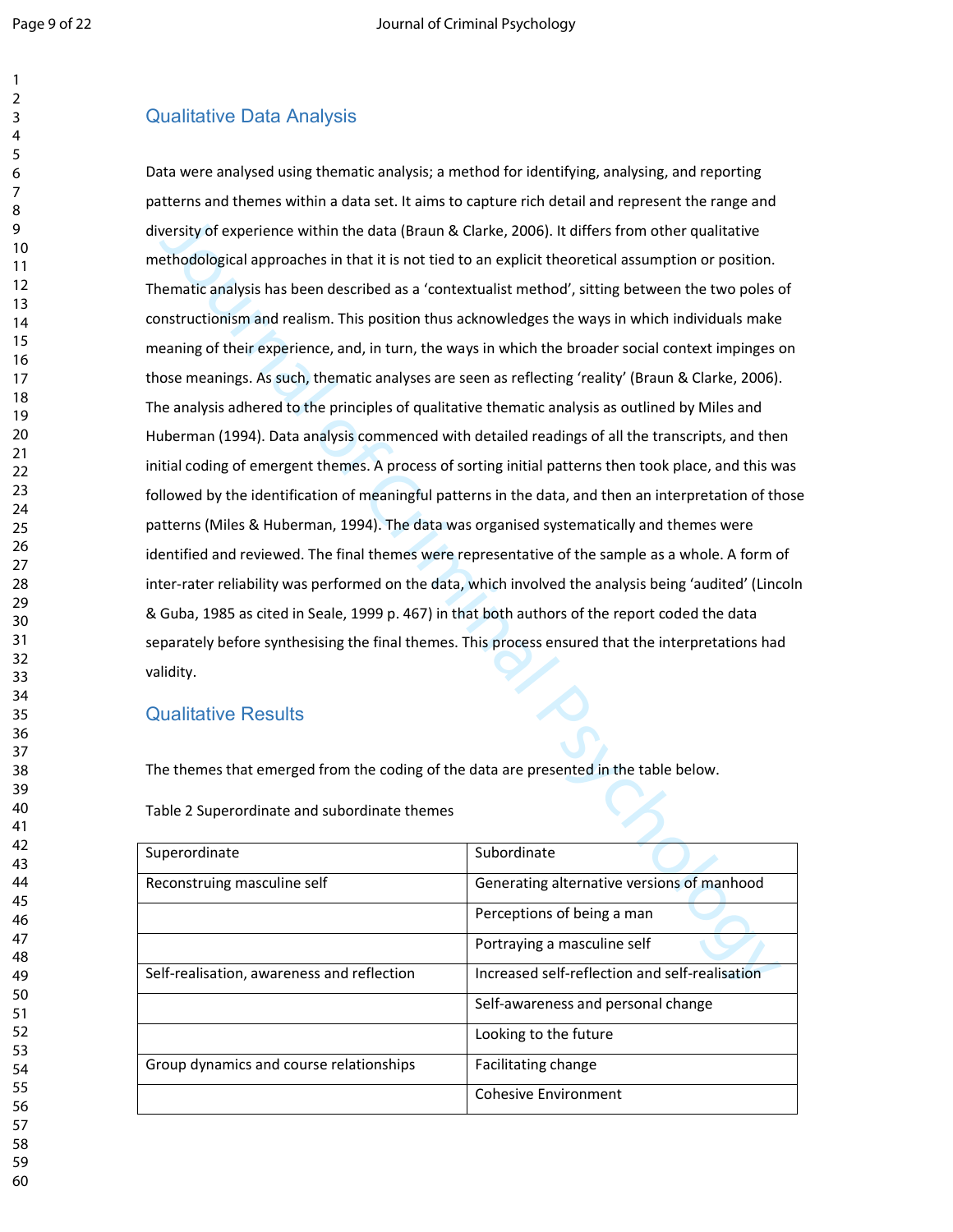## Qualitative Data Analysis

Data were analysed using thematic analysis; a method for identifying, analysing, and reporting patterns and themes within a data set. It aims to capture rich detail and represent the range and diversity of experience within the data (Braun & Clarke, 2006). It differs from other qualitative methodological approaches in that it is not tied to an explicit theoretical assumption or position. Thematic analysis has been described as a 'contextualist method', sitting between the two poles of constructionism and realism. This position thus acknowledges the ways in which individuals make meaning of their experience, and, in turn, the ways in which the broader social context impinges on those meanings. As such, thematic analyses are seen as reflecting 'reality' (Braun & Clarke, 2006). The analysis adhered to the principles of qualitative thematic analysis as outlined by Miles and Huberman (1994). Data analysis commenced with detailed readings of all the transcripts, and then initial coding of emergent themes. A process of sorting initial patterns then took place, and this was followed by the identification of meaningful patterns in the data, and then an interpretation of those patterns (Miles & Huberman, 1994). The data was organised systematically and themes were identified and reviewed. The final themes were representative of the sample as a whole. A form of inter-rater reliability was performed on the data, which involved the analysis being 'audited' (Lincoln & Guba, 1985 as cited in Seale, 1999 p. 467) in that both authors of the report coded the data separately before synthesising the final themes. This process ensured that the interpretations had validity.

## Qualitative Results

The themes that emerged from the coding of the data are presented in the table below.

Table 2 Superordinate and subordinate themes

| Superordinate | Subordinate |
|---|---|
| Reconstruing masculine self | Generating alternative versions of manhood |
| | Perceptions of being a man |
| | Portraying a masculine self |
| Self-realisation, awareness and reflection | Increased self-reflection and self-realisation |
| | Self-awareness and personal change |
| | Looking to the future |
| Group dynamics and course relationships | Facilitating change |
| | Cohesive Environment |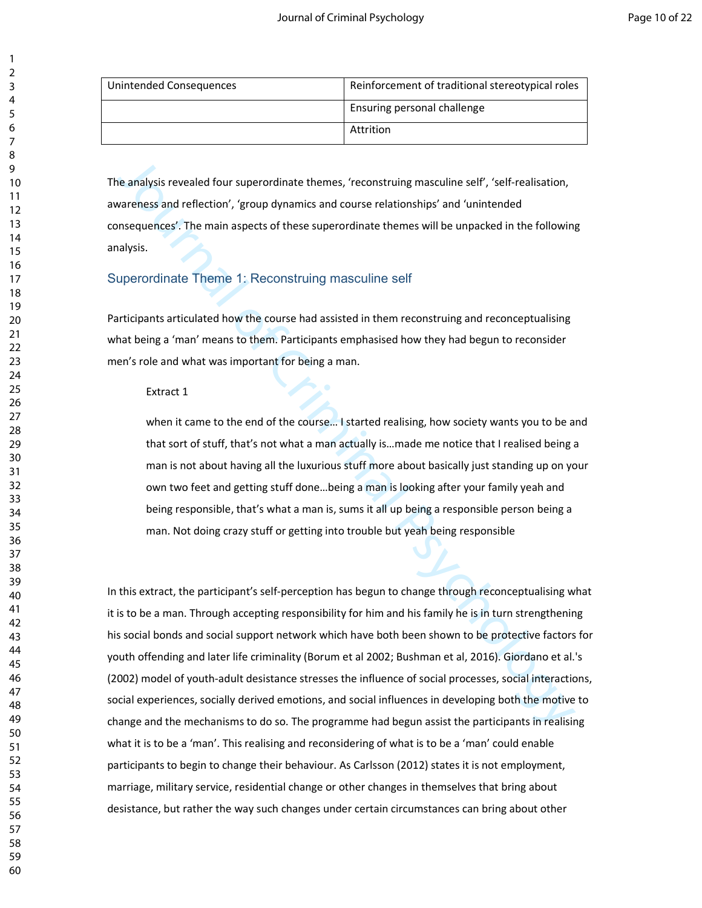| | |
|---|---|
| Unintended Consequences | Reinforcement of traditional stereotypical roles |
| | Ensuring personal challenge |
| | Attrition |

The analysis revealed four superordinate themes, 'reconstruing masculine self', 'self-realisation, awareness and reflection', 'group dynamics and course relationships' and 'unintended consequences'. The main aspects of these superordinate themes will be unpacked in the following analysis.

## Superordinate Theme 1: Reconstruing masculine self

Participants articulated how the course had assisted in them reconstruing and reconceptualising what being a 'man' means to them. Participants emphasised how they had begun to reconsider men's role and what was important for being a man.

> Extract 1
>
> when it came to the end of the course… I started realising, how society wants you to be and that sort of stuff, that's not what a man actually is…made me notice that I realised being a man is not about having all the luxurious stuff more about basically just standing up on your own two feet and getting stuff done…being a man is looking after your family yeah and being responsible, that's what a man is, sums it all up being a responsible person being a man. Not doing crazy stuff or getting into trouble but yeah being responsible

In this extract, the participant's self-perception has begun to change through reconceptualising what it is to be a man. Through accepting responsibility for him and his family he is in turn strengthening his social bonds and social support network which have both been shown to be protective factors for youth offending and later life criminality (Borum et al 2002; Bushman et al, 2016). Giordano et al.'s (2002) model of youth-adult desistance stresses the influence of social processes, social interactions, social experiences, socially derived emotions, and social influences in developing both the motive to change and the mechanisms to do so. The programme had begun assist the participants in realising what it is to be a 'man'. This realising and reconsidering of what is to be a 'man' could enable participants to begin to change their behaviour. As Carlsson (2012) states it is not employment, marriage, military service, residential change or other changes in themselves that bring about desistance, but rather the way such changes under certain circumstances can bring about other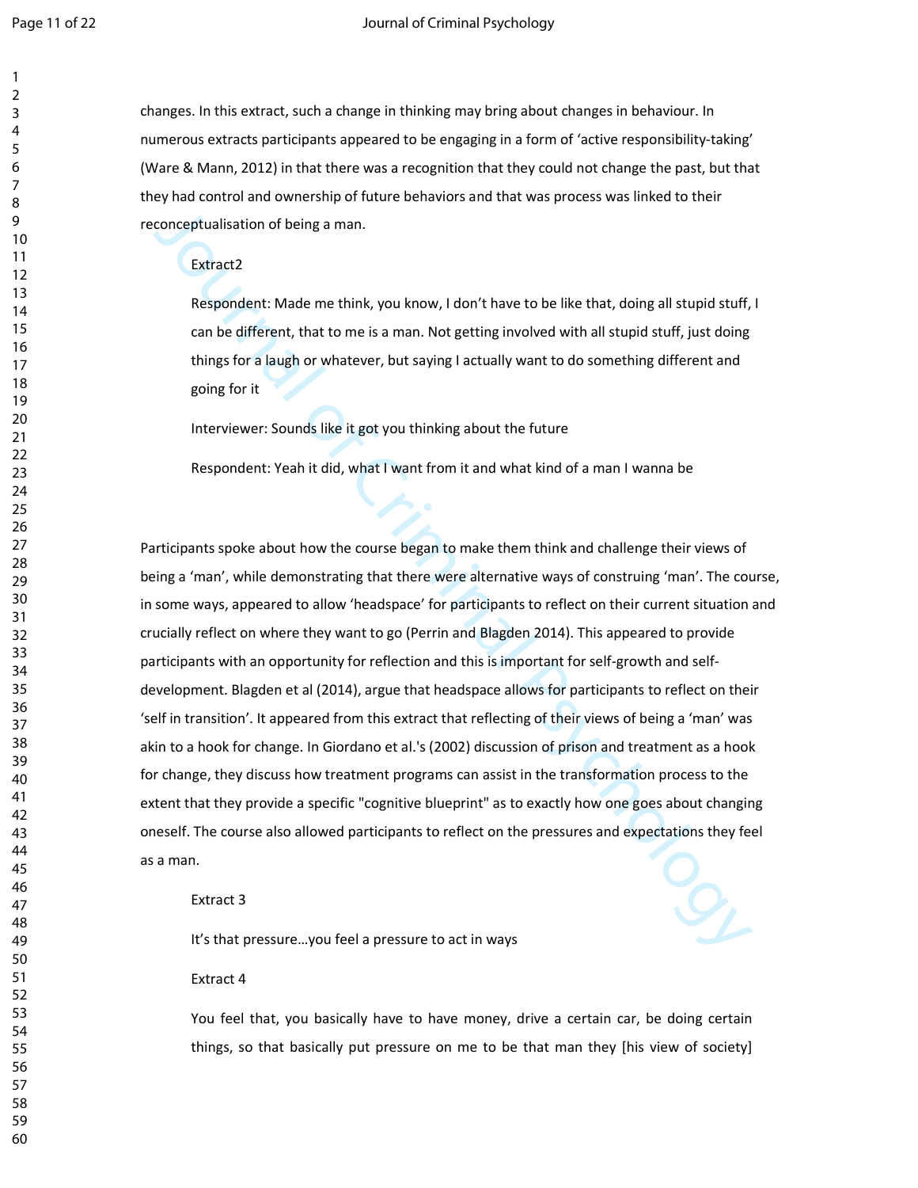changes. In this extract, such a change in thinking may bring about changes in behaviour. In numerous extracts participants appeared to be engaging in a form of 'active responsibility-taking' (Ware & Mann, 2012) in that there was a recognition that they could not change the past, but that they had control and ownership of future behaviors and that was process was linked to their reconceptualisation of being a man.

> Extract2
>
> Respondent: Made me think, you know, I don't have to be like that, doing all stupid stuff, I can be different, that to me is a man. Not getting involved with all stupid stuff, just doing things for a laugh or whatever, but saying I actually want to do something different and going for it
>
> Interviewer: Sounds like it got you thinking about the future
>
> Respondent: Yeah it did, what I want from it and what kind of a man I wanna be

Participants spoke about how the course began to make them think and challenge their views of being a 'man', while demonstrating that there were alternative ways of construing 'man'. The course, in some ways, appeared to allow 'headspace' for participants to reflect on their current situation and crucially reflect on where they want to go (Perrin and Blagden 2014). This appeared to provide participants with an opportunity for reflection and this is important for self-growth and self-development. Blagden et al (2014), argue that headspace allows for participants to reflect on their 'self in transition'. It appeared from this extract that reflecting of their views of being a 'man' was akin to a hook for change. In Giordano et al.'s (2002) discussion of prison and treatment as a hook for change, they discuss how treatment programs can assist in the transformation process to the extent that they provide a specific "cognitive blueprint" as to exactly how one goes about changing oneself. The course also allowed participants to reflect on the pressures and expectations they feel as a man.

> Extract 3
>
> It's that pressure…you feel a pressure to act in ways
>
> Extract 4
>
> You feel that, you basically have to have money, drive a certain car, be doing certain things, so that basically put pressure on me to be that man they [his view of society]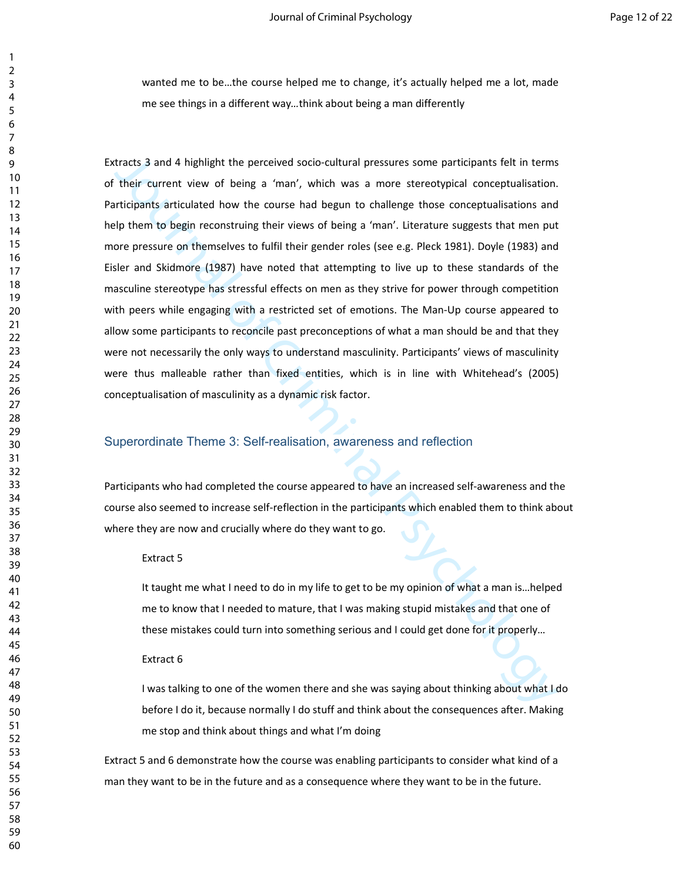wanted me to be…the course helped me to change, it's actually helped me a lot, made me see things in a different way…think about being a man differently

Extracts 3 and 4 highlight the perceived socio-cultural pressures some participants felt in terms of their current view of being a 'man', which was a more stereotypical conceptualisation. Participants articulated how the course had begun to challenge those conceptualisations and help them to begin reconstruing their views of being a 'man'. Literature suggests that men put more pressure on themselves to fulfil their gender roles (see e.g. Pleck 1981). Doyle (1983) and Eisler and Skidmore (1987) have noted that attempting to live up to these standards of the masculine stereotype has stressful effects on men as they strive for power through competition with peers while engaging with a restricted set of emotions. The Man-Up course appeared to allow some participants to reconcile past preconceptions of what a man should be and that they were not necessarily the only ways to understand masculinity. Participants' views of masculinity were thus malleable rather than fixed entities, which is in line with Whitehead's (2005) conceptualisation of masculinity as a dynamic risk factor.

## Superordinate Theme 3: Self-realisation, awareness and reflection

Participants who had completed the course appeared to have an increased self-awareness and the course also seemed to increase self-reflection in the participants which enabled them to think about where they are now and crucially where do they want to go.

Extract 5

It taught me what I need to do in my life to get to be my opinion of what a man is…helped me to know that I needed to mature, that I was making stupid mistakes and that one of these mistakes could turn into something serious and I could get done for it properly…

Extract 6

I was talking to one of the women there and she was saying about thinking about what I do before I do it, because normally I do stuff and think about the consequences after. Making me stop and think about things and what I'm doing

Extract 5 and 6 demonstrate how the course was enabling participants to consider what kind of a man they want to be in the future and as a consequence where they want to be in the future.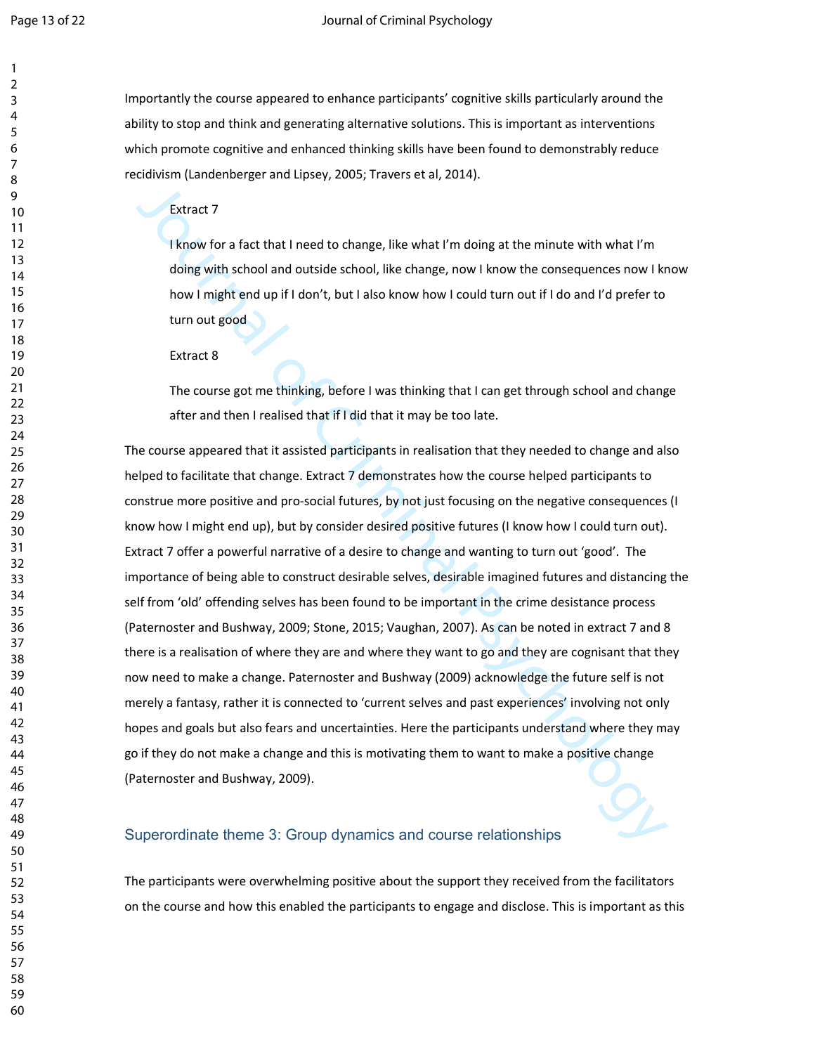Importantly the course appeared to enhance participants' cognitive skills particularly around the ability to stop and think and generating alternative solutions. This is important as interventions which promote cognitive and enhanced thinking skills have been found to demonstrably reduce recidivism (Landenberger and Lipsey, 2005; Travers et al, 2014).

> Extract 7
>
> I know for a fact that I need to change, like what I'm doing at the minute with what I'm doing with school and outside school, like change, now I know the consequences now I know how I might end up if I don't, but I also know how I could turn out if I do and I'd prefer to turn out good
>
> Extract 8
>
> The course got me thinking, before I was thinking that I can get through school and change after and then I realised that if I did that it may be too late.

The course appeared that it assisted participants in realisation that they needed to change and also helped to facilitate that change. Extract 7 demonstrates how the course helped participants to construe more positive and pro-social futures, by not just focusing on the negative consequences (I know how I might end up), but by consider desired positive futures (I know how I could turn out). Extract 7 offer a powerful narrative of a desire to change and wanting to turn out 'good'. The importance of being able to construct desirable selves, desirable imagined futures and distancing the self from 'old' offending selves has been found to be important in the crime desistance process (Paternoster and Bushway, 2009; Stone, 2015; Vaughan, 2007). As can be noted in extract 7 and 8 there is a realisation of where they are and where they want to go and they are cognisant that they now need to make a change. Paternoster and Bushway (2009) acknowledge the future self is not merely a fantasy, rather it is connected to 'current selves and past experiences' involving not only hopes and goals but also fears and uncertainties. Here the participants understand where they may go if they do not make a change and this is motivating them to want to make a positive change (Paternoster and Bushway, 2009).

## Superordinate theme 3: Group dynamics and course relationships

The participants were overwhelming positive about the support they received from the facilitators on the course and how this enabled the participants to engage and disclose. This is important as this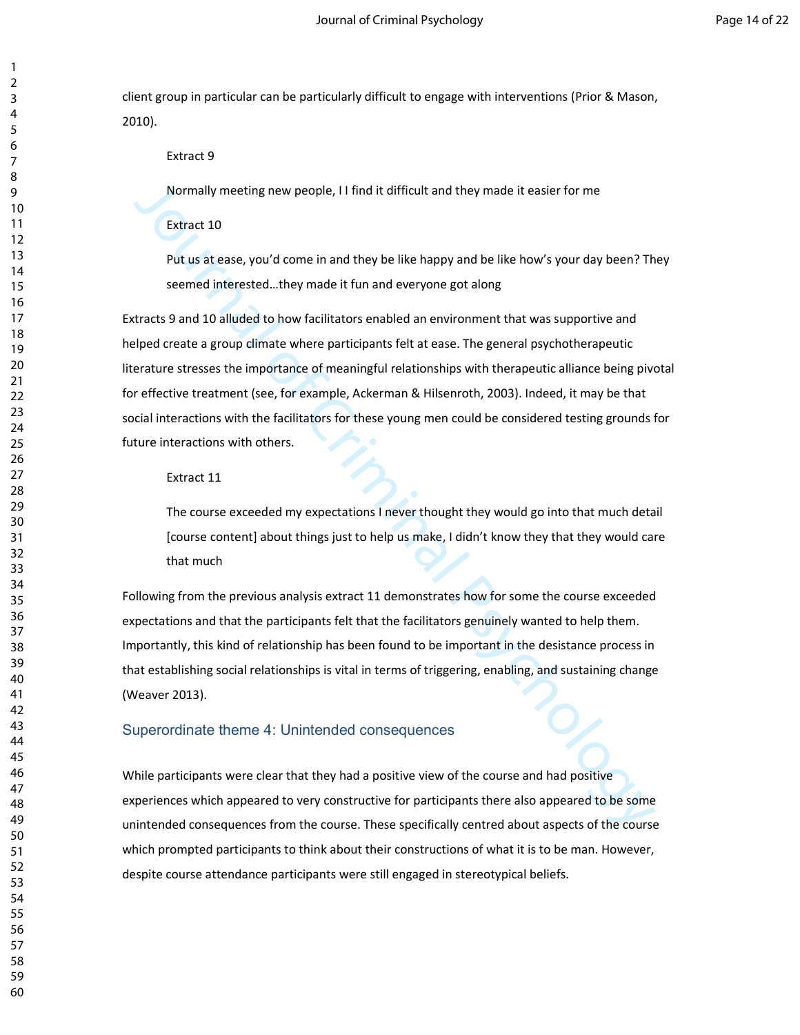client group in particular can be particularly difficult to engage with interventions (Prior & Mason, 2010).

> Extract 9
>
> Normally meeting new people, I I find it difficult and they made it easier for me
>
> Extract 10
>
> Put us at ease, you'd come in and they be like happy and be like how's your day been? They seemed interested…they made it fun and everyone got along

Extracts 9 and 10 alluded to how facilitators enabled an environment that was supportive and helped create a group climate where participants felt at ease. The general psychotherapeutic literature stresses the importance of meaningful relationships with therapeutic alliance being pivotal for effective treatment (see, for example, Ackerman & Hilsenroth, 2003). Indeed, it may be that social interactions with the facilitators for these young men could be considered testing grounds for future interactions with others.

> Extract 11
>
> The course exceeded my expectations I never thought they would go into that much detail [course content] about things just to help us make, I didn't know they that they would care that much

Following from the previous analysis extract 11 demonstrates how for some the course exceeded expectations and that the participants felt that the facilitators genuinely wanted to help them. Importantly, this kind of relationship has been found to be important in the desistance process in that establishing social relationships is vital in terms of triggering, enabling, and sustaining change (Weaver 2013).

## Superordinate theme 4: Unintended consequences

While participants were clear that they had a positive view of the course and had positive experiences which appeared to very constructive for participants there also appeared to be some unintended consequences from the course. These specifically centred about aspects of the course which prompted participants to think about their constructions of what it is to be man. However, despite course attendance participants were still engaged in stereotypical beliefs.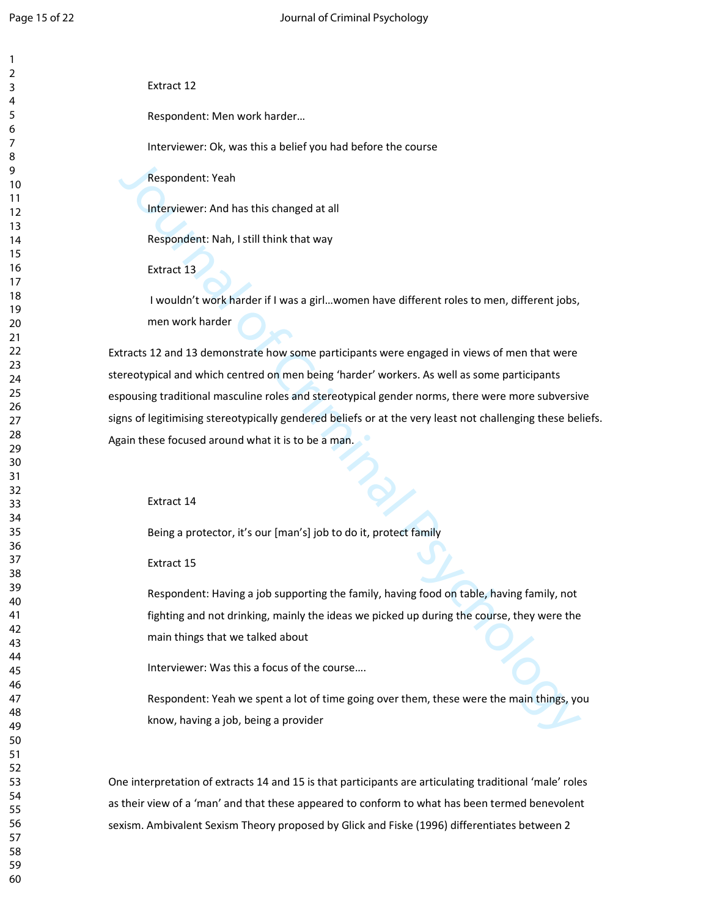Extract 12

Respondent: Men work harder…

Interviewer: Ok, was this a belief you had before the course

Respondent: Yeah

Interviewer: And has this changed at all

Respondent: Nah, I still think that way

Extract 13

I wouldn't work harder if I was a girl…women have different roles to men, different jobs, men work harder

Extracts 12 and 13 demonstrate how some participants were engaged in views of men that were stereotypical and which centred on men being 'harder' workers. As well as some participants espousing traditional masculine roles and stereotypical gender norms, there were more subversive signs of legitimising stereotypically gendered beliefs or at the very least not challenging these beliefs. Again these focused around what it is to be a man.

Extract 14

Being a protector, it's our [man's] job to do it, protect family

Extract 15

Respondent: Having a job supporting the family, having food on table, having family, not fighting and not drinking, mainly the ideas we picked up during the course, they were the main things that we talked about

Interviewer: Was this a focus of the course….

Respondent: Yeah we spent a lot of time going over them, these were the main things, you know, having a job, being a provider

One interpretation of extracts 14 and 15 is that participants are articulating traditional 'male' roles as their view of a 'man' and that these appeared to conform to what has been termed benevolent sexism. Ambivalent Sexism Theory proposed by Glick and Fiske (1996) differentiates between 2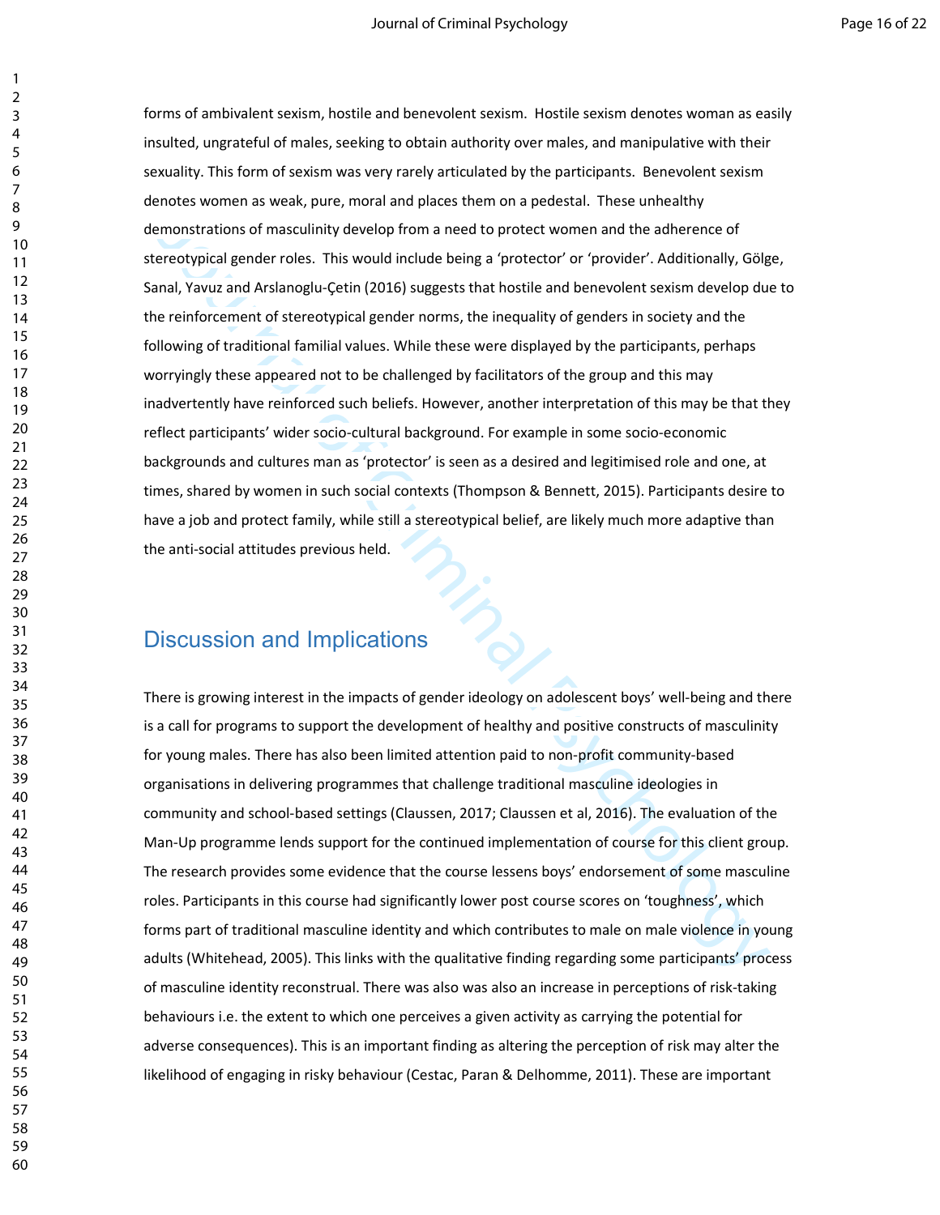forms of ambivalent sexism, hostile and benevolent sexism. Hostile sexism denotes woman as easily insulted, ungrateful of males, seeking to obtain authority over males, and manipulative with their sexuality. This form of sexism was very rarely articulated by the participants. Benevolent sexism denotes women as weak, pure, moral and places them on a pedestal. These unhealthy demonstrations of masculinity develop from a need to protect women and the adherence of stereotypical gender roles. This would include being a 'protector' or 'provider'. Additionally, Gölge, Sanal, Yavuz and Arslanoglu-Çetin (2016) suggests that hostile and benevolent sexism develop due to the reinforcement of stereotypical gender norms, the inequality of genders in society and the following of traditional familial values. While these were displayed by the participants, perhaps worryingly these appeared not to be challenged by facilitators of the group and this may inadvertently have reinforced such beliefs. However, another interpretation of this may be that they reflect participants' wider socio-cultural background. For example in some socio-economic backgrounds and cultures man as 'protector' is seen as a desired and legitimised role and one, at times, shared by women in such social contexts (Thompson & Bennett, 2015). Participants desire to have a job and protect family, while still a stereotypical belief, are likely much more adaptive than the anti-social attitudes previous held.

## Discussion and Implications

There is growing interest in the impacts of gender ideology on adolescent boys' well-being and there is a call for programs to support the development of healthy and positive constructs of masculinity for young males. There has also been limited attention paid to non-profit community-based organisations in delivering programmes that challenge traditional masculine ideologies in community and school-based settings (Claussen, 2017; Claussen et al, 2016). The evaluation of the Man-Up programme lends support for the continued implementation of course for this client group. The research provides some evidence that the course lessens boys' endorsement of some masculine roles. Participants in this course had significantly lower post course scores on 'toughness', which forms part of traditional masculine identity and which contributes to male on male violence in young adults (Whitehead, 2005). This links with the qualitative finding regarding some participants' process of masculine identity reconstrual. There was also was also an increase in perceptions of risk-taking behaviours i.e. the extent to which one perceives a given activity as carrying the potential for adverse consequences). This is an important finding as altering the perception of risk may alter the likelihood of engaging in risky behaviour (Cestac, Paran & Delhomme, 2011). These are important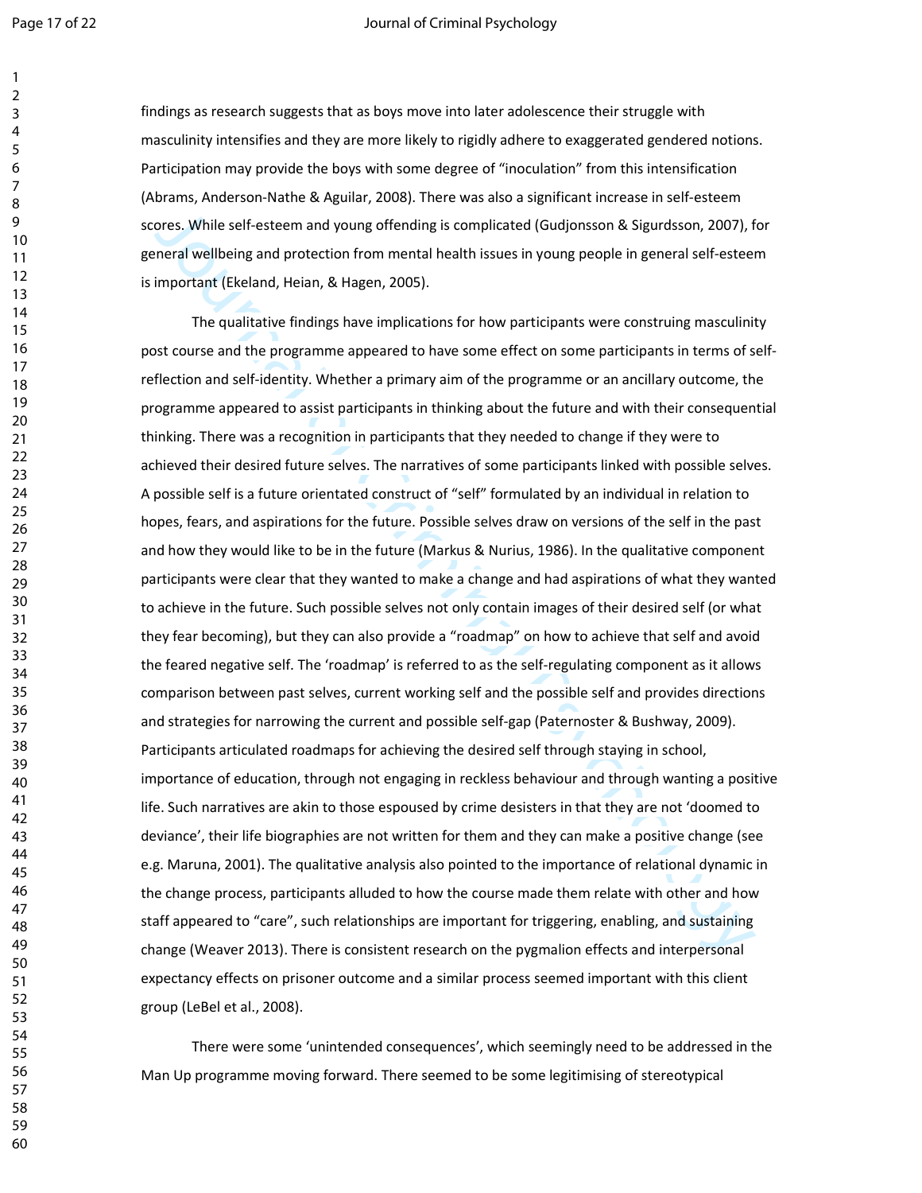findings as research suggests that as boys move into later adolescence their struggle with masculinity intensifies and they are more likely to rigidly adhere to exaggerated gendered notions. Participation may provide the boys with some degree of "inoculation" from this intensification (Abrams, Anderson-Nathe & Aguilar, 2008). There was also a significant increase in self-esteem scores. While self-esteem and young offending is complicated (Gudjonsson & Sigurdsson, 2007), for general wellbeing and protection from mental health issues in young people in general self-esteem is important (Ekeland, Heian, & Hagen, 2005).

The qualitative findings have implications for how participants were construing masculinity post course and the programme appeared to have some effect on some participants in terms of self-reflection and self-identity. Whether a primary aim of the programme or an ancillary outcome, the programme appeared to assist participants in thinking about the future and with their consequential thinking. There was a recognition in participants that they needed to change if they were to achieved their desired future selves. The narratives of some participants linked with possible selves. A possible self is a future orientated construct of "self" formulated by an individual in relation to hopes, fears, and aspirations for the future. Possible selves draw on versions of the self in the past and how they would like to be in the future (Markus & Nurius, 1986). In the qualitative component participants were clear that they wanted to make a change and had aspirations of what they wanted to achieve in the future. Such possible selves not only contain images of their desired self (or what they fear becoming), but they can also provide a "roadmap" on how to achieve that self and avoid the feared negative self. The 'roadmap' is referred to as the self-regulating component as it allows comparison between past selves, current working self and the possible self and provides directions and strategies for narrowing the current and possible self-gap (Paternoster & Bushway, 2009). Participants articulated roadmaps for achieving the desired self through staying in school, importance of education, through not engaging in reckless behaviour and through wanting a positive life. Such narratives are akin to those espoused by crime desisters in that they are not 'doomed to deviance', their life biographies are not written for them and they can make a positive change (see e.g. Maruna, 2001). The qualitative analysis also pointed to the importance of relational dynamic in the change process, participants alluded to how the course made them relate with other and how staff appeared to "care", such relationships are important for triggering, enabling, and sustaining change (Weaver 2013). There is consistent research on the pygmalion effects and interpersonal expectancy effects on prisoner outcome and a similar process seemed important with this client group (LeBel et al., 2008).

There were some 'unintended consequences', which seemingly need to be addressed in the Man Up programme moving forward. There seemed to be some legitimising of stereotypical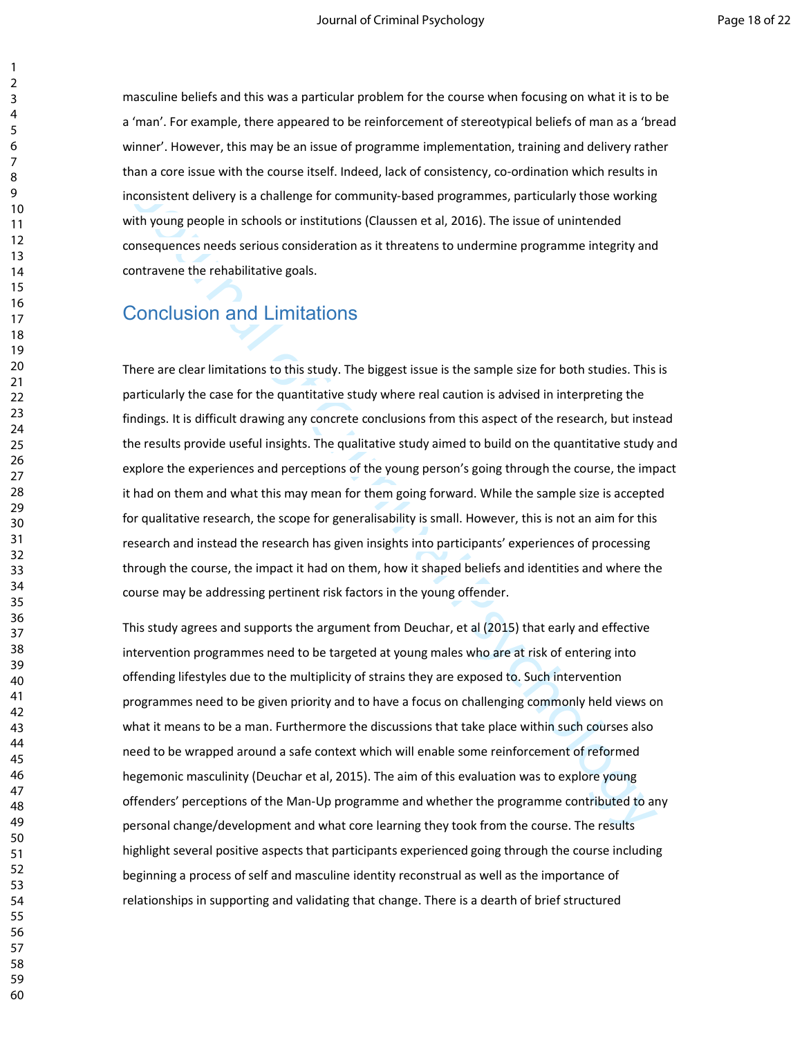masculine beliefs and this was a particular problem for the course when focusing on what it is to be a 'man'. For example, there appeared to be reinforcement of stereotypical beliefs of man as a 'bread winner'. However, this may be an issue of programme implementation, training and delivery rather than a core issue with the course itself. Indeed, lack of consistency, co-ordination which results in inconsistent delivery is a challenge for community-based programmes, particularly those working with young people in schools or institutions (Claussen et al, 2016). The issue of unintended consequences needs serious consideration as it threatens to undermine programme integrity and contravene the rehabilitative goals.

## Conclusion and Limitations

There are clear limitations to this study. The biggest issue is the sample size for both studies. This is particularly the case for the quantitative study where real caution is advised in interpreting the findings. It is difficult drawing any concrete conclusions from this aspect of the research, but instead the results provide useful insights. The qualitative study aimed to build on the quantitative study and explore the experiences and perceptions of the young person's going through the course, the impact it had on them and what this may mean for them going forward. While the sample size is accepted for qualitative research, the scope for generalisability is small. However, this is not an aim for this research and instead the research has given insights into participants' experiences of processing through the course, the impact it had on them, how it shaped beliefs and identities and where the course may be addressing pertinent risk factors in the young offender.

This study agrees and supports the argument from Deuchar, et al (2015) that early and effective intervention programmes need to be targeted at young males who are at risk of entering into offending lifestyles due to the multiplicity of strains they are exposed to. Such intervention programmes need to be given priority and to have a focus on challenging commonly held views on what it means to be a man. Furthermore the discussions that take place within such courses also need to be wrapped around a safe context which will enable some reinforcement of reformed hegemonic masculinity (Deuchar et al, 2015). The aim of this evaluation was to explore young offenders' perceptions of the Man-Up programme and whether the programme contributed to any personal change/development and what core learning they took from the course. The results highlight several positive aspects that participants experienced going through the course including beginning a process of self and masculine identity reconstrual as well as the importance of relationships in supporting and validating that change. There is a dearth of brief structured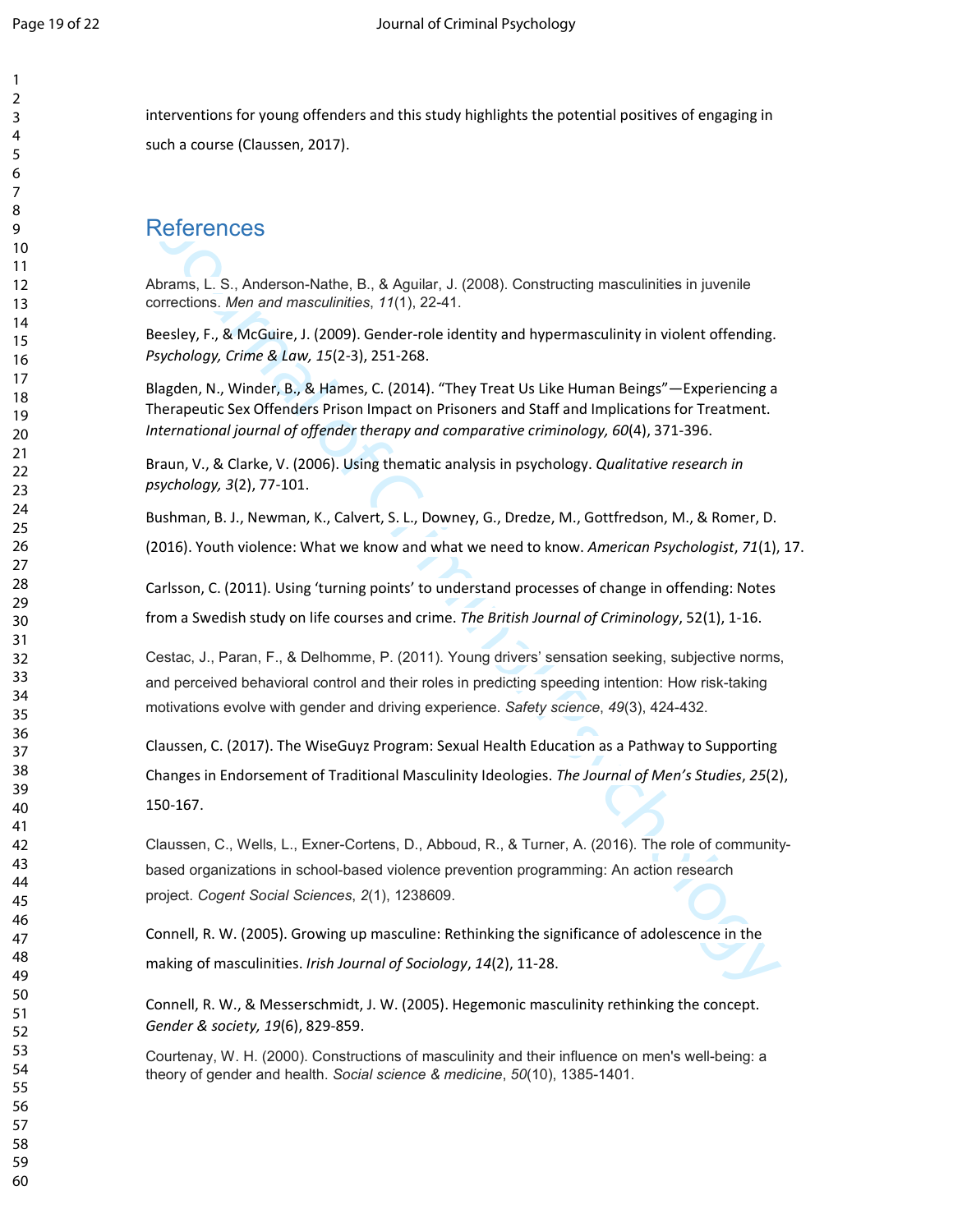interventions for young offenders and this study highlights the potential positives of engaging in such a course (Claussen, 2017).

# References

Abrams, L. S., Anderson-Nathe, B., & Aguilar, J. (2008). Constructing masculinities in juvenile corrections. *Men and masculinities*, *11*(1), 22-41.

Beesley, F., & McGuire, J. (2009). Gender-role identity and hypermasculinity in violent offending. *Psychology, Crime & Law, 15*(2-3), 251-268.

Blagden, N., Winder, B., & Hames, C. (2014). "They Treat Us Like Human Beings"—Experiencing a Therapeutic Sex Offenders Prison Impact on Prisoners and Staff and Implications for Treatment. *International journal of offender therapy and comparative criminology, 60*(4), 371-396.

Braun, V., & Clarke, V. (2006). Using thematic analysis in psychology. *Qualitative research in psychology, 3*(2), 77-101.

Bushman, B. J., Newman, K., Calvert, S. L., Downey, G., Dredze, M., Gottfredson, M., & Romer, D. (2016). Youth violence: What we know and what we need to know. *American Psychologist*, *71*(1), 17.

Carlsson, C. (2011). Using 'turning points' to understand processes of change in offending: Notes from a Swedish study on life courses and crime. *The British Journal of Criminology*, 52(1), 1-16.

Cestac, J., Paran, F., & Delhomme, P. (2011). Young drivers' sensation seeking, subjective norms, and perceived behavioral control and their roles in predicting speeding intention: How risk-taking motivations evolve with gender and driving experience. *Safety science*, *49*(3), 424-432.

Claussen, C. (2017). The WiseGuyz Program: Sexual Health Education as a Pathway to Supporting Changes in Endorsement of Traditional Masculinity Ideologies. *The Journal of Men's Studies*, *25*(2), 150-167.

Claussen, C., Wells, L., Exner-Cortens, D., Abboud, R., & Turner, A. (2016). The role of community-based organizations in school-based violence prevention programming: An action research project. *Cogent Social Sciences*, *2*(1), 1238609.

Connell, R. W. (2005). Growing up masculine: Rethinking the significance of adolescence in the making of masculinities. *Irish Journal of Sociology*, *14*(2), 11-28.

Connell, R. W., & Messerschmidt, J. W. (2005). Hegemonic masculinity rethinking the concept. *Gender & society, 19*(6), 829-859.

Courtenay, W. H. (2000). Constructions of masculinity and their influence on men's well-being: a theory of gender and health. *Social science & medicine*, *50*(10), 1385-1401.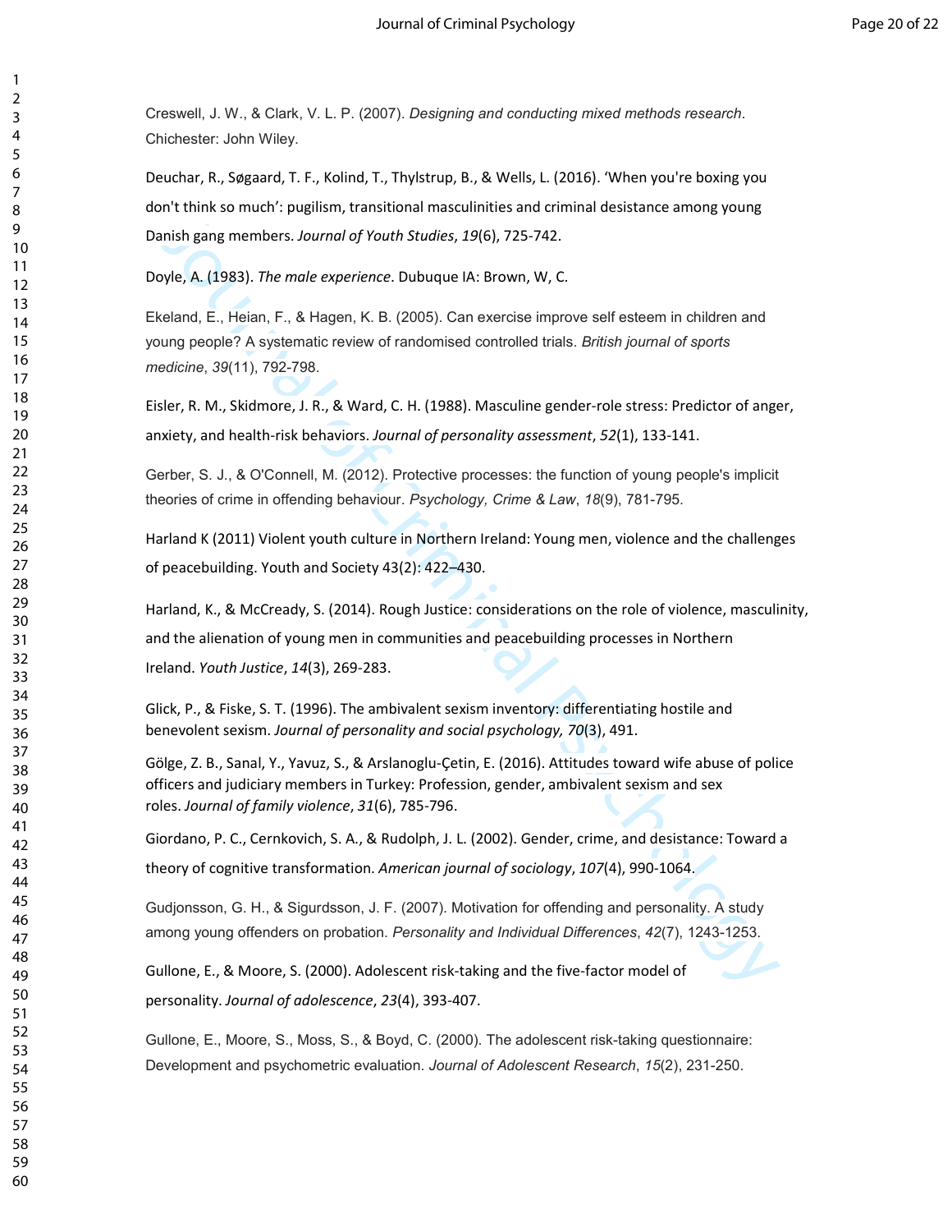Creswell, J. W., & Clark, V. L. P. (2007). *Designing and conducting mixed methods research*. Chichester: John Wiley.

Deuchar, R., Søgaard, T. F., Kolind, T., Thylstrup, B., & Wells, L. (2016). 'When you're boxing you don't think so much': pugilism, transitional masculinities and criminal desistance among young Danish gang members. *Journal of Youth Studies*, *19*(6), 725-742.

Doyle, A. (1983). *The male experience*. Dubuque IA: Brown, W, C.

Ekeland, E., Heian, F., & Hagen, K. B. (2005). Can exercise improve self esteem in children and young people? A systematic review of randomised controlled trials. *British journal of sports medicine*, *39*(11), 792-798.

Eisler, R. M., Skidmore, J. R., & Ward, C. H. (1988). Masculine gender-role stress: Predictor of anger, anxiety, and health-risk behaviors. *Journal of personality assessment*, *52*(1), 133-141.

Gerber, S. J., & O'Connell, M. (2012). Protective processes: the function of young people's implicit theories of crime in offending behaviour. *Psychology, Crime & Law*, *18*(9), 781-795.

Harland K (2011) Violent youth culture in Northern Ireland: Young men, violence and the challenges of peacebuilding. Youth and Society 43(2): 422–430.

Harland, K., & McCready, S. (2014). Rough Justice: considerations on the role of violence, masculinity, and the alienation of young men in communities and peacebuilding processes in Northern Ireland. *Youth Justice*, *14*(3), 269-283.

Glick, P., & Fiske, S. T. (1996). The ambivalent sexism inventory: differentiating hostile and benevolent sexism. *Journal of personality and social psychology, 70*(3), 491.

Gölge, Z. B., Sanal, Y., Yavuz, S., & Arslanoglu-Çetin, E. (2016). Attitudes toward wife abuse of police officers and judiciary members in Turkey: Profession, gender, ambivalent sexism and sex roles. *Journal of family violence*, *31*(6), 785-796.

Giordano, P. C., Cernkovich, S. A., & Rudolph, J. L. (2002). Gender, crime, and desistance: Toward a theory of cognitive transformation. *American journal of sociology*, *107*(4), 990-1064.

Gudjonsson, G. H., & Sigurdsson, J. F. (2007). Motivation for offending and personality. A study among young offenders on probation. *Personality and Individual Differences*, *42*(7), 1243-1253.

Gullone, E., & Moore, S. (2000). Adolescent risk-taking and the five-factor model of personality. *Journal of adolescence*, *23*(4), 393-407.

Gullone, E., Moore, S., Moss, S., & Boyd, C. (2000). The adolescent risk-taking questionnaire: Development and psychometric evaluation. *Journal of Adolescent Research*, *15*(2), 231-250.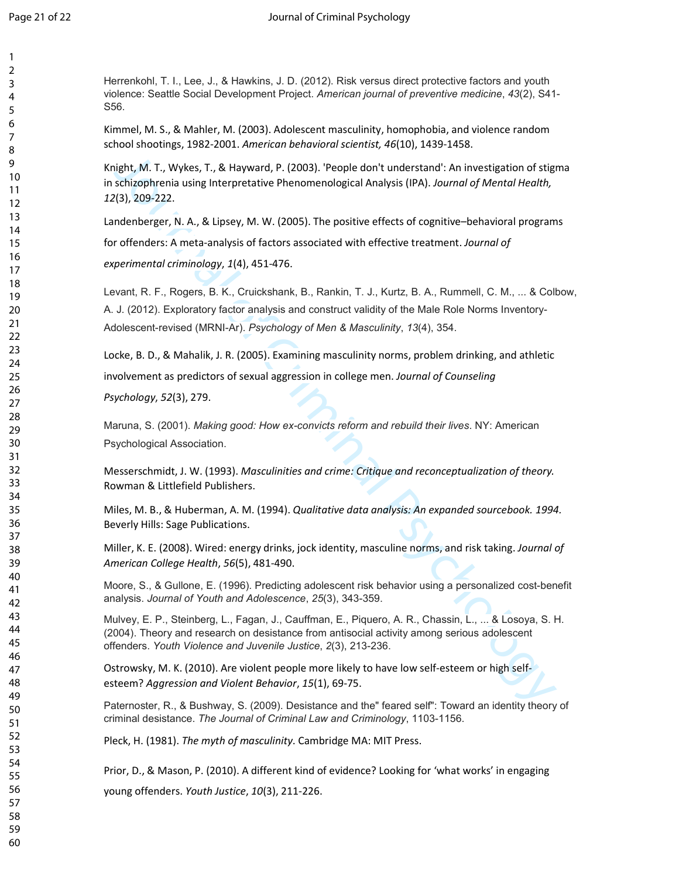Herrenkohl, T. I., Lee, J., & Hawkins, J. D. (2012). Risk versus direct protective factors and youth violence: Seattle Social Development Project. *American journal of preventive medicine*, *43*(2), S41-S56.

Kimmel, M. S., & Mahler, M. (2003). Adolescent masculinity, homophobia, and violence random school shootings, 1982-2001. *American behavioral scientist, 46*(10), 1439-1458.

Knight, M. T., Wykes, T., & Hayward, P. (2003). 'People don't understand': An investigation of stigma in schizophrenia using Interpretative Phenomenological Analysis (IPA). *Journal of Mental Health, 12*(3), 209-222.

Landenberger, N. A., & Lipsey, M. W. (2005). The positive effects of cognitive–behavioral programs for offenders: A meta-analysis of factors associated with effective treatment. *Journal of experimental criminology*, *1*(4), 451-476.

Levant, R. F., Rogers, B. K., Cruickshank, B., Rankin, T. J., Kurtz, B. A., Rummell, C. M., ... & Colbow, A. J. (2012). Exploratory factor analysis and construct validity of the Male Role Norms Inventory-Adolescent-revised (MRNI-Ar). *Psychology of Men & Masculinity*, *13*(4), 354.

Locke, B. D., & Mahalik, J. R. (2005). Examining masculinity norms, problem drinking, and athletic involvement as predictors of sexual aggression in college men. *Journal of Counseling Psychology*, *52*(3), 279.

Maruna, S. (2001). *Making good: How ex-convicts reform and rebuild their lives*. NY: American Psychological Association.

Messerschmidt, J. W. (1993). *Masculinities and crime: Critique and reconceptualization of theory.* Rowman & Littlefield Publishers.

Miles, M. B., & Huberman, A. M. (1994). *Qualitative data analysis: An expanded sourcebook. 1994.* Beverly Hills: Sage Publications.

Miller, K. E. (2008). Wired: energy drinks, jock identity, masculine norms, and risk taking. *Journal of American College Health*, *56*(5), 481-490.

Moore, S., & Gullone, E. (1996). Predicting adolescent risk behavior using a personalized cost-benefit analysis. *Journal of Youth and Adolescence*, *25*(3), 343-359.

Mulvey, E. P., Steinberg, L., Fagan, J., Cauffman, E., Piquero, A. R., Chassin, L., ... & Losoya, S. H. (2004). Theory and research on desistance from antisocial activity among serious adolescent offenders. *Youth Violence and Juvenile Justice*, *2*(3), 213-236.

Ostrowsky, M. K. (2010). Are violent people more likely to have low self-esteem or high self-esteem? *Aggression and Violent Behavior*, *15*(1), 69-75.

Paternoster, R., & Bushway, S. (2009). Desistance and the" feared self": Toward an identity theory of criminal desistance. *The Journal of Criminal Law and Criminology*, 1103-1156.

Pleck, H. (1981). *The myth of masculinity*. Cambridge MA: MIT Press.

Prior, D., & Mason, P. (2010). A different kind of evidence? Looking for 'what works' in engaging young offenders. *Youth Justice*, *10*(3), 211-226.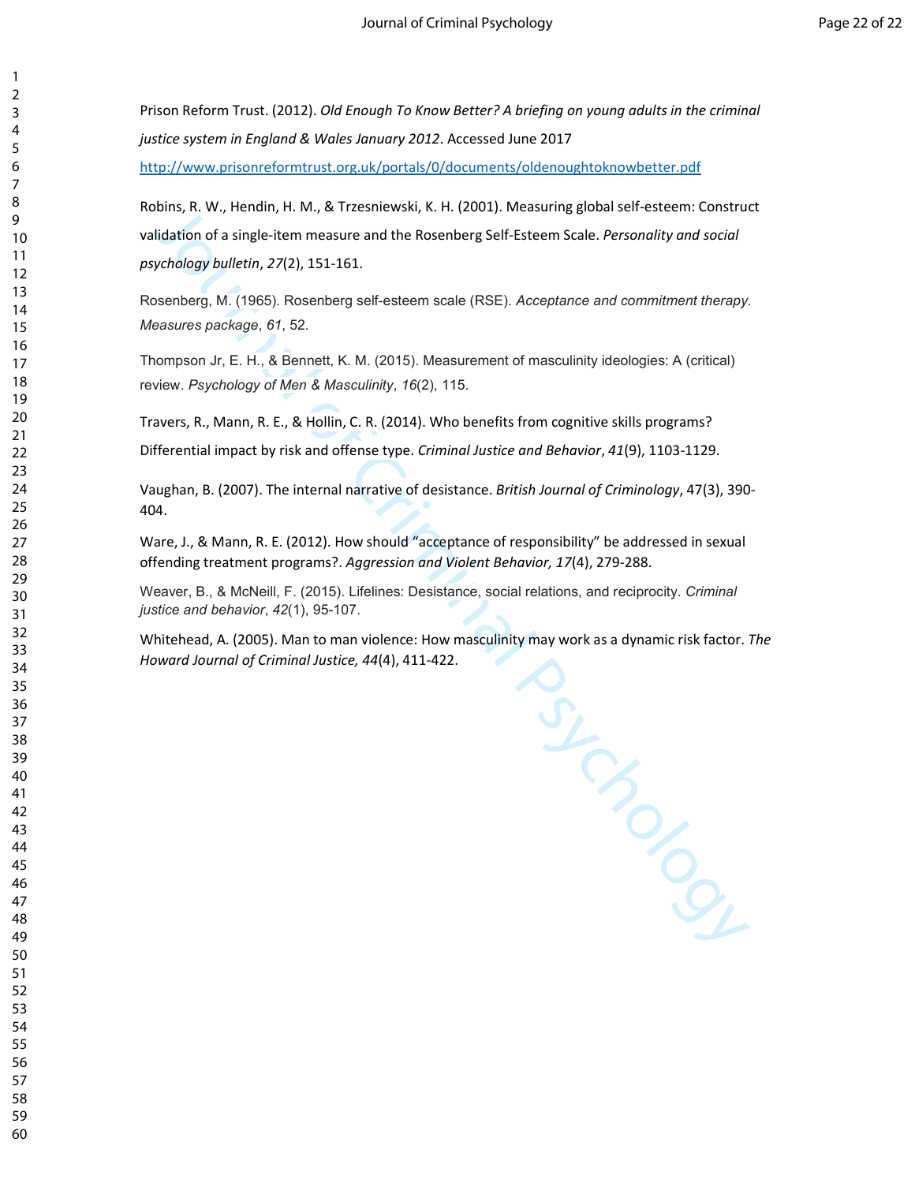Prison Reform Trust. (2012). *Old Enough To Know Better? A briefing on young adults in the criminal justice system in England & Wales January 2012*. Accessed June 2017 http://www.prisonreformtrust.org.uk/portals/0/documents/oldenoughtoknowbetter.pdf

Robins, R. W., Hendin, H. M., & Trzesniewski, K. H. (2001). Measuring global self-esteem: Construct validation of a single-item measure and the Rosenberg Self-Esteem Scale. *Personality and social psychology bulletin*, *27*(2), 151-161.

Rosenberg, M. (1965). Rosenberg self-esteem scale (RSE). *Acceptance and commitment therapy. Measures package*, *61*, 52.

Thompson Jr, E. H., & Bennett, K. M. (2015). Measurement of masculinity ideologies: A (critical) review. *Psychology of Men & Masculinity*, *16*(2), 115.

Travers, R., Mann, R. E., & Hollin, C. R. (2014). Who benefits from cognitive skills programs? Differential impact by risk and offense type. *Criminal Justice and Behavior*, *41*(9), 1103-1129.

Vaughan, B. (2007). The internal narrative of desistance. *British Journal of Criminology*, 47(3), 390-404.

Ware, J., & Mann, R. E. (2012). How should "acceptance of responsibility" be addressed in sexual offending treatment programs?. *Aggression and Violent Behavior, 17*(4), 279-288.

Weaver, B., & McNeill, F. (2015). Lifelines: Desistance, social relations, and reciprocity. *Criminal justice and behavior*, *42*(1), 95-107.

Whitehead, A. (2005). Man to man violence: How masculinity may work as a dynamic risk factor. *The Howard Journal of Criminal Justice, 44*(4), 411-422.